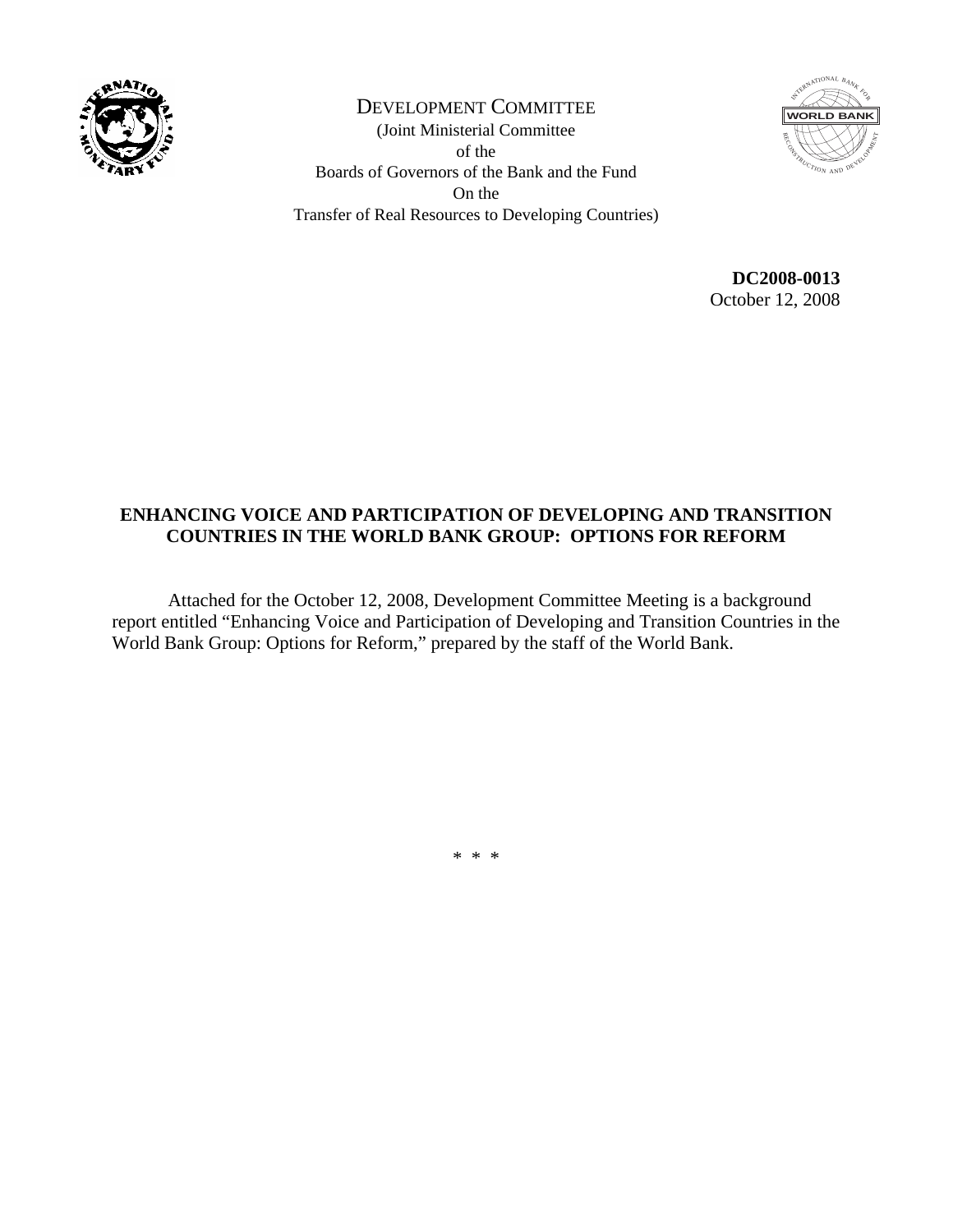DEVELOPMENT COMMITTEE
(Joint Ministerial Committee
of the
Boards of Governors of the Bank and the Fund
On the
Transfer of Real Resources to Developing Countries)

**DC2008-0013**
October 12, 2008

**ENHANCING VOICE AND PARTICIPATION OF DEVELOPING AND TRANSITION COUNTRIES IN THE WORLD BANK GROUP: OPTIONS FOR REFORM**

Attached for the October 12, 2008, Development Committee Meeting is a background report entitled "Enhancing Voice and Participation of Developing and Transition Countries in the World Bank Group: Options for Reform," prepared by the staff of the World Bank.

\* \* \*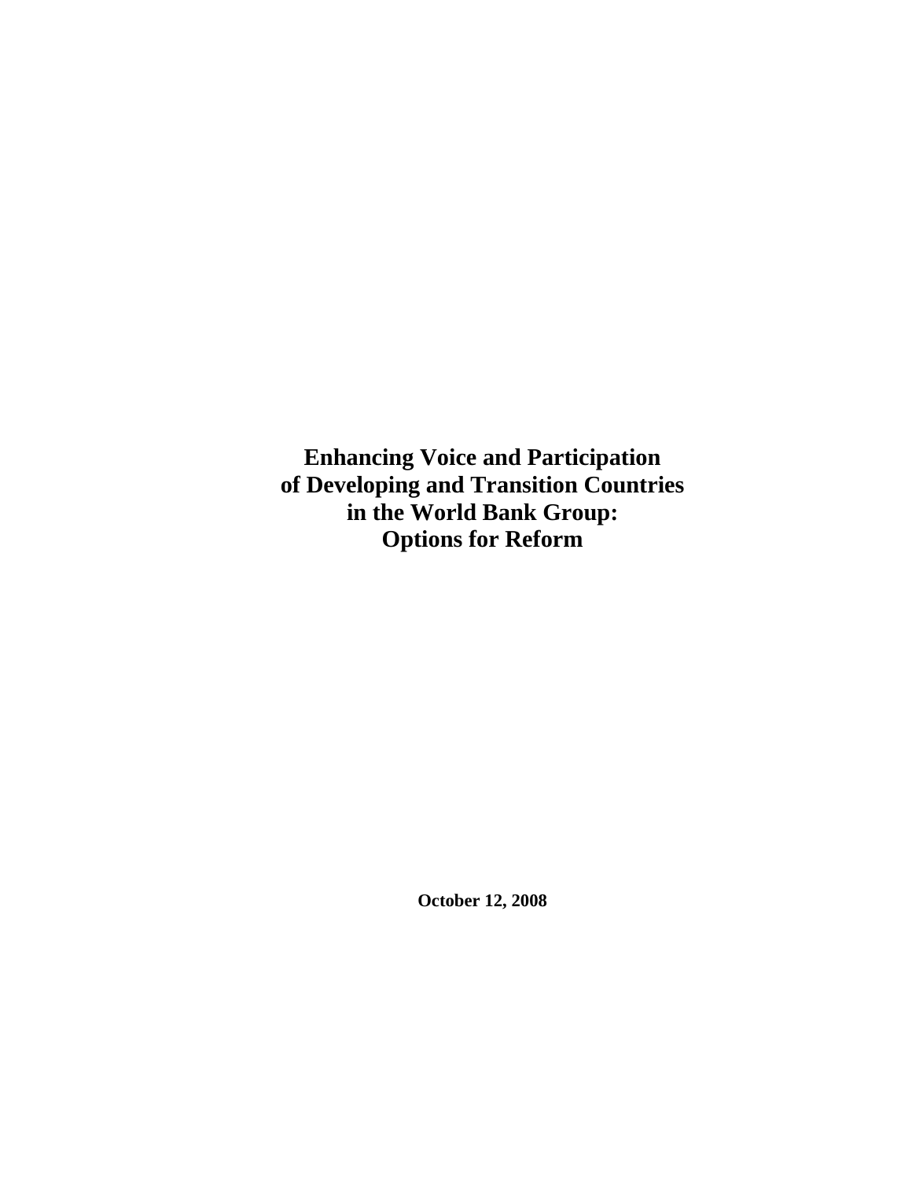# Enhancing Voice and Participation of Developing and Transition Countries in the World Bank Group: Options for Reform

**October 12, 2008**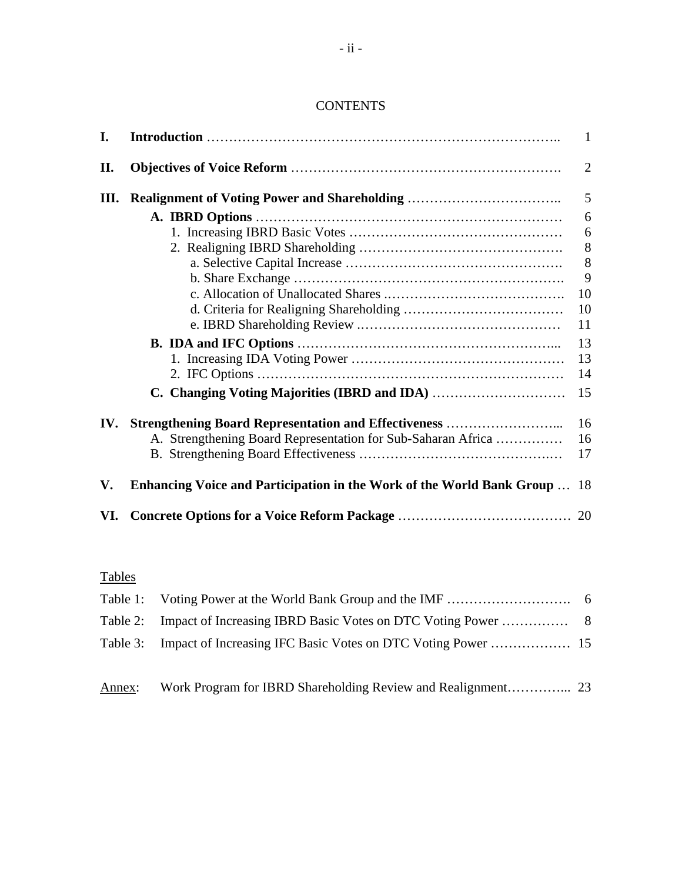# CONTENTS

| | | |
|---|---|---|
| **I.** | **Introduction** | 1 |
| **II.** | **Objectives of Voice Reform** | 2 |
| **III.** | **Realignment of Voting Power and Shareholding** | 5 |
| | **A. IBRD Options** | 6 |
| | 1. Increasing IBRD Basic Votes | 6 |
| | 2. Realigning IBRD Shareholding | 8 |
| | a. Selective Capital Increase | 8 |
| | b. Share Exchange | 9 |
| | c. Allocation of Unallocated Shares | 10 |
| | d. Criteria for Realigning Shareholding | 10 |
| | e. IBRD Shareholding Review | 11 |
| | **B. IDA and IFC Options** | 13 |
| | 1. Increasing IDA Voting Power | 13 |
| | 2. IFC Options | 14 |
| | **C. Changing Voting Majorities (IBRD and IDA)** | 15 |
| **IV.** | **Strengthening Board Representation and Effectiveness** | 16 |
| | A. Strengthening Board Representation for Sub-Saharan Africa | 16 |
| | B. Strengthening Board Effectiveness | 17 |
| **V.** | **Enhancing Voice and Participation in the Work of the World Bank Group** | 18 |
| **VI.** | **Concrete Options for a Voice Reform Package** | 20 |

Tables

| | | |
|---|---|---|
| Table 1: | Voting Power at the World Bank Group and the IMF | 6 |
| Table 2: | Impact of Increasing IBRD Basic Votes on DTC Voting Power | 8 |
| Table 3: | Impact of Increasing IFC Basic Votes on DTC Voting Power | 15 |

| | | |
|---|---|---|
| Annex: | Work Program for IBRD Shareholding Review and Realignment | 23 |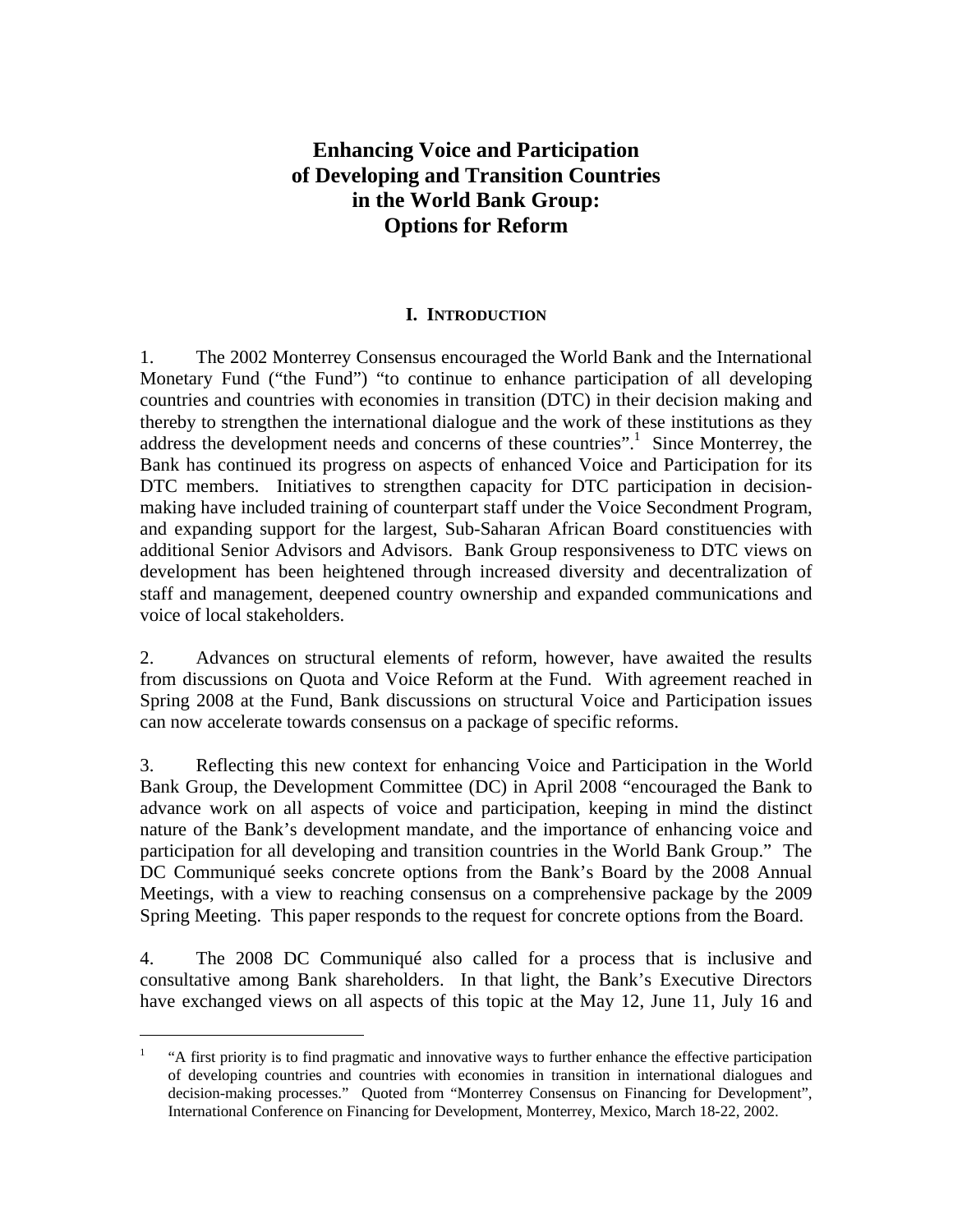# Enhancing Voice and Participation of Developing and Transition Countries in the World Bank Group: Options for Reform

## I. Introduction

1. The 2002 Monterrey Consensus encouraged the World Bank and the International Monetary Fund ("the Fund") "to continue to enhance participation of all developing countries and countries with economies in transition (DTC) in their decision making and thereby to strengthen the international dialogue and the work of these institutions as they address the development needs and concerns of these countries".[1] Since Monterrey, the Bank has continued its progress on aspects of enhanced Voice and Participation for its DTC members. Initiatives to strengthen capacity for DTC participation in decision-making have included training of counterpart staff under the Voice Secondment Program, and expanding support for the largest, Sub-Saharan African Board constituencies with additional Senior Advisors and Advisors. Bank Group responsiveness to DTC views on development has been heightened through increased diversity and decentralization of staff and management, deepened country ownership and expanded communications and voice of local stakeholders.

2. Advances on structural elements of reform, however, have awaited the results from discussions on Quota and Voice Reform at the Fund. With agreement reached in Spring 2008 at the Fund, Bank discussions on structural Voice and Participation issues can now accelerate towards consensus on a package of specific reforms.

3. Reflecting this new context for enhancing Voice and Participation in the World Bank Group, the Development Committee (DC) in April 2008 "encouraged the Bank to advance work on all aspects of voice and participation, keeping in mind the distinct nature of the Bank's development mandate, and the importance of enhancing voice and participation for all developing and transition countries in the World Bank Group." The DC Communiqué seeks concrete options from the Bank's Board by the 2008 Annual Meetings, with a view to reaching consensus on a comprehensive package by the 2009 Spring Meeting. This paper responds to the request for concrete options from the Board.

4. The 2008 DC Communiqué also called for a process that is inclusive and consultative among Bank shareholders. In that light, the Bank's Executive Directors have exchanged views on all aspects of this topic at the May 12, June 11, July 16 and

[1] "A first priority is to find pragmatic and innovative ways to further enhance the effective participation of developing countries and countries with economies in transition in international dialogues and decision-making processes." Quoted from "Monterrey Consensus on Financing for Development", International Conference on Financing for Development, Monterrey, Mexico, March 18-22, 2002.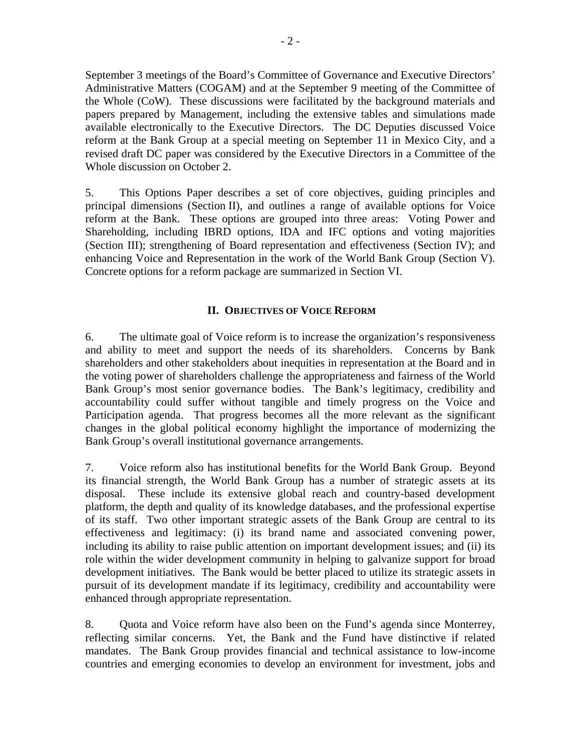September 3 meetings of the Board's Committee of Governance and Executive Directors' Administrative Matters (COGAM) and at the September 9 meeting of the Committee of the Whole (CoW). These discussions were facilitated by the background materials and papers prepared by Management, including the extensive tables and simulations made available electronically to the Executive Directors. The DC Deputies discussed Voice reform at the Bank Group at a special meeting on September 11 in Mexico City, and a revised draft DC paper was considered by the Executive Directors in a Committee of the Whole discussion on October 2.

5. This Options Paper describes a set of core objectives, guiding principles and principal dimensions (Section II), and outlines a range of available options for Voice reform at the Bank. These options are grouped into three areas: Voting Power and Shareholding, including IBRD options, IDA and IFC options and voting majorities (Section III); strengthening of Board representation and effectiveness (Section IV); and enhancing Voice and Representation in the work of the World Bank Group (Section V). Concrete options for a reform package are summarized in Section VI.

## II. Objectives of Voice Reform

6. The ultimate goal of Voice reform is to increase the organization's responsiveness and ability to meet and support the needs of its shareholders. Concerns by Bank shareholders and other stakeholders about inequities in representation at the Board and in the voting power of shareholders challenge the appropriateness and fairness of the World Bank Group's most senior governance bodies. The Bank's legitimacy, credibility and accountability could suffer without tangible and timely progress on the Voice and Participation agenda. That progress becomes all the more relevant as the significant changes in the global political economy highlight the importance of modernizing the Bank Group's overall institutional governance arrangements.

7. Voice reform also has institutional benefits for the World Bank Group. Beyond its financial strength, the World Bank Group has a number of strategic assets at its disposal. These include its extensive global reach and country-based development platform, the depth and quality of its knowledge databases, and the professional expertise of its staff. Two other important strategic assets of the Bank Group are central to its effectiveness and legitimacy: (i) its brand name and associated convening power, including its ability to raise public attention on important development issues; and (ii) its role within the wider development community in helping to galvanize support for broad development initiatives. The Bank would be better placed to utilize its strategic assets in pursuit of its development mandate if its legitimacy, credibility and accountability were enhanced through appropriate representation.

8. Quota and Voice reform have also been on the Fund's agenda since Monterrey, reflecting similar concerns. Yet, the Bank and the Fund have distinctive if related mandates. The Bank Group provides financial and technical assistance to low-income countries and emerging economies to develop an environment for investment, jobs and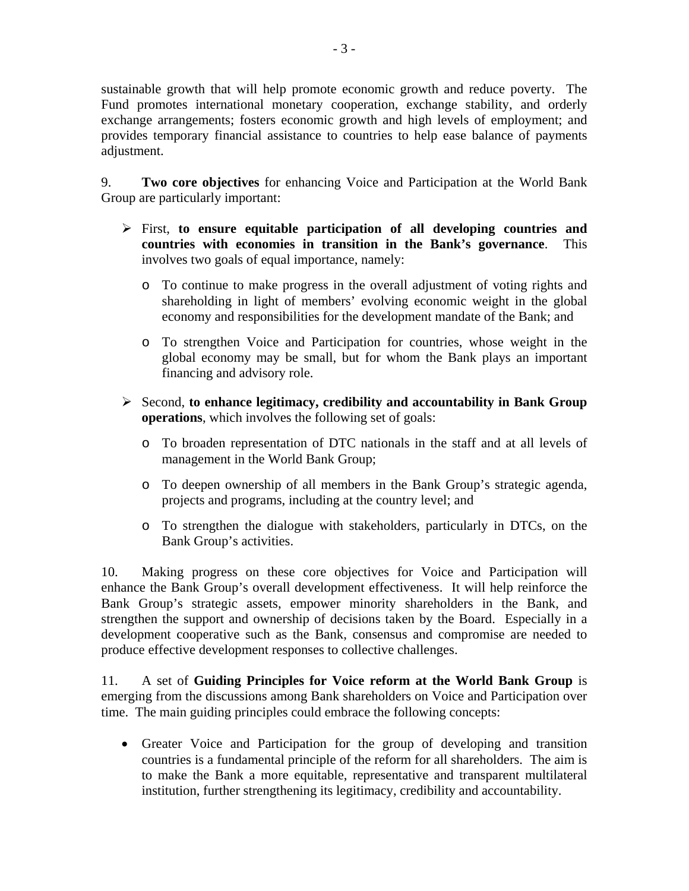sustainable growth that will help promote economic growth and reduce poverty. The Fund promotes international monetary cooperation, exchange stability, and orderly exchange arrangements; fosters economic growth and high levels of employment; and provides temporary financial assistance to countries to help ease balance of payments adjustment.

9. **Two core objectives** for enhancing Voice and Participation at the World Bank Group are particularly important:

- First, **to ensure equitable participation of all developing countries and countries with economies in transition in the Bank's governance**. This involves two goals of equal importance, namely:
  - To continue to make progress in the overall adjustment of voting rights and shareholding in light of members' evolving economic weight in the global economy and responsibilities for the development mandate of the Bank; and
  - To strengthen Voice and Participation for countries, whose weight in the global economy may be small, but for whom the Bank plays an important financing and advisory role.
- Second, **to enhance legitimacy, credibility and accountability in Bank Group operations**, which involves the following set of goals:
  - To broaden representation of DTC nationals in the staff and at all levels of management in the World Bank Group;
  - To deepen ownership of all members in the Bank Group's strategic agenda, projects and programs, including at the country level; and
  - To strengthen the dialogue with stakeholders, particularly in DTCs, on the Bank Group's activities.

10. Making progress on these core objectives for Voice and Participation will enhance the Bank Group's overall development effectiveness. It will help reinforce the Bank Group's strategic assets, empower minority shareholders in the Bank, and strengthen the support and ownership of decisions taken by the Board. Especially in a development cooperative such as the Bank, consensus and compromise are needed to produce effective development responses to collective challenges.

11. A set of **Guiding Principles for Voice reform at the World Bank Group** is emerging from the discussions among Bank shareholders on Voice and Participation over time. The main guiding principles could embrace the following concepts:

- Greater Voice and Participation for the group of developing and transition countries is a fundamental principle of the reform for all shareholders. The aim is to make the Bank a more equitable, representative and transparent multilateral institution, further strengthening its legitimacy, credibility and accountability.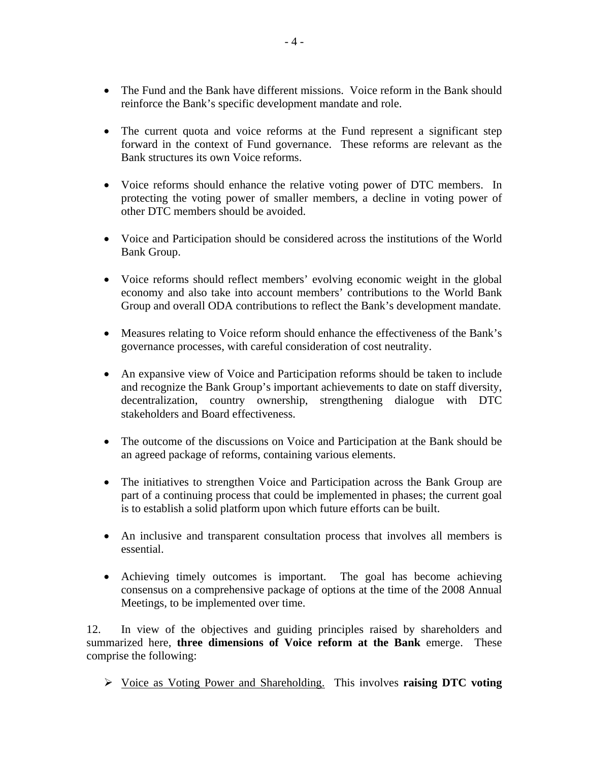- The Fund and the Bank have different missions. Voice reform in the Bank should reinforce the Bank's specific development mandate and role.

- The current quota and voice reforms at the Fund represent a significant step forward in the context of Fund governance. These reforms are relevant as the Bank structures its own Voice reforms.

- Voice reforms should enhance the relative voting power of DTC members. In protecting the voting power of smaller members, a decline in voting power of other DTC members should be avoided.

- Voice and Participation should be considered across the institutions of the World Bank Group.

- Voice reforms should reflect members' evolving economic weight in the global economy and also take into account members' contributions to the World Bank Group and overall ODA contributions to reflect the Bank's development mandate.

- Measures relating to Voice reform should enhance the effectiveness of the Bank's governance processes, with careful consideration of cost neutrality.

- An expansive view of Voice and Participation reforms should be taken to include and recognize the Bank Group's important achievements to date on staff diversity, decentralization, country ownership, strengthening dialogue with DTC stakeholders and Board effectiveness.

- The outcome of the discussions on Voice and Participation at the Bank should be an agreed package of reforms, containing various elements.

- The initiatives to strengthen Voice and Participation across the Bank Group are part of a continuing process that could be implemented in phases; the current goal is to establish a solid platform upon which future efforts can be built.

- An inclusive and transparent consultation process that involves all members is essential.

- Achieving timely outcomes is important. The goal has become achieving consensus on a comprehensive package of options at the time of the 2008 Annual Meetings, to be implemented over time.

12. In view of the objectives and guiding principles raised by shareholders and summarized here, **three dimensions of Voice reform at the Bank** emerge. These comprise the following:

- <u>Voice as Voting Power and Shareholding.</u> This involves **raising DTC voting**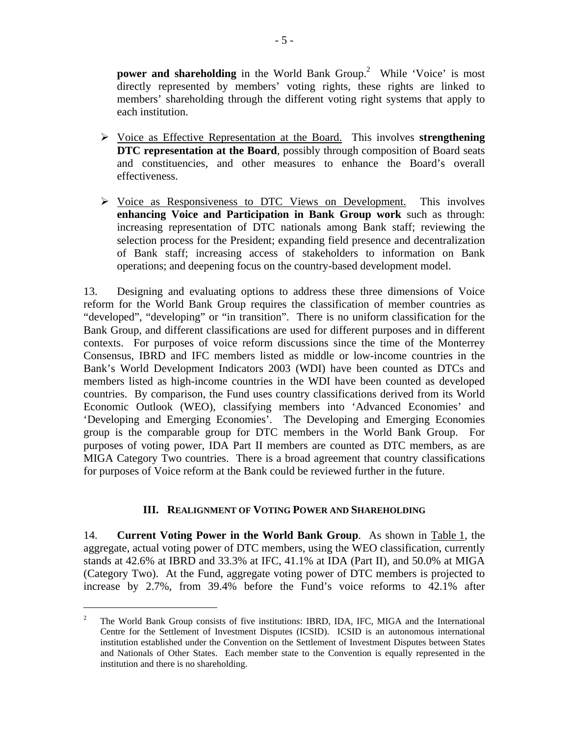**power and shareholding** in the World Bank Group.[2] While 'Voice' is most directly represented by members' voting rights, these rights are linked to members' shareholding through the different voting right systems that apply to each institution.

- Voice as Effective Representation at the Board. This involves **strengthening DTC representation at the Board**, possibly through composition of Board seats and constituencies, and other measures to enhance the Board's overall effectiveness.

- Voice as Responsiveness to DTC Views on Development. This involves **enhancing Voice and Participation in Bank Group work** such as through: increasing representation of DTC nationals among Bank staff; reviewing the selection process for the President; expanding field presence and decentralization of Bank staff; increasing access of stakeholders to information on Bank operations; and deepening focus on the country-based development model.

13. Designing and evaluating options to address these three dimensions of Voice reform for the World Bank Group requires the classification of member countries as "developed", "developing" or "in transition". There is no uniform classification for the Bank Group, and different classifications are used for different purposes and in different contexts. For purposes of voice reform discussions since the time of the Monterrey Consensus, IBRD and IFC members listed as middle or low-income countries in the Bank's World Development Indicators 2003 (WDI) have been counted as DTCs and members listed as high-income countries in the WDI have been counted as developed countries. By comparison, the Fund uses country classifications derived from its World Economic Outlook (WEO), classifying members into 'Advanced Economies' and 'Developing and Emerging Economies'. The Developing and Emerging Economies group is the comparable group for DTC members in the World Bank Group. For purposes of voting power, IDA Part II members are counted as DTC members, as are MIGA Category Two countries. There is a broad agreement that country classifications for purposes of Voice reform at the Bank could be reviewed further in the future.

## III. Realignment of Voting Power and Shareholding

14. **Current Voting Power in the World Bank Group**. As shown in Table 1, the aggregate, actual voting power of DTC members, using the WEO classification, currently stands at 42.6% at IBRD and 33.3% at IFC, 41.1% at IDA (Part II), and 50.0% at MIGA (Category Two). At the Fund, aggregate voting power of DTC members is projected to increase by 2.7%, from 39.4% before the Fund's voice reforms to 42.1% after

[2] The World Bank Group consists of five institutions: IBRD, IDA, IFC, MIGA and the International Centre for the Settlement of Investment Disputes (ICSID). ICSID is an autonomous international institution established under the Convention on the Settlement of Investment Disputes between States and Nationals of Other States. Each member state to the Convention is equally represented in the institution and there is no shareholding.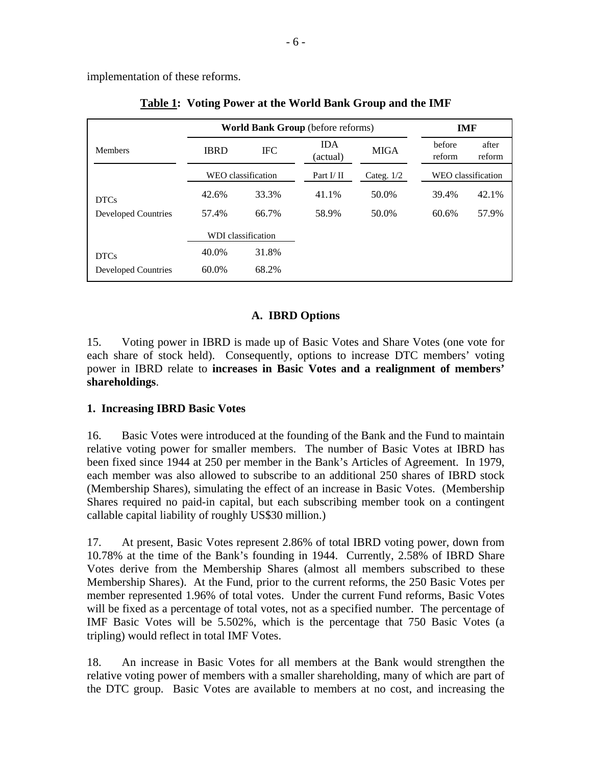implementation of these reforms.

**Table 1: Voting Power at the World Bank Group and the IMF**

| | **World Bank Group** (before reforms) | | | | **IMF** | |
|---|---|---|---|---|---|---|
| Members | IBRD | IFC | IDA (actual) | MIGA | before reform | after reform |
| | WEO classification | | Part I/ II | Categ. 1/2 | WEO classification | |
| DTCs | 42.6% | 33.3% | 41.1% | 50.0% | 39.4% | 42.1% |
| Developed Countries | 57.4% | 66.7% | 58.9% | 50.0% | 60.6% | 57.9% |
| | WDI classification | | | | | |
| DTCs | 40.0% | 31.8% | | | | |
| Developed Countries | 60.0% | 68.2% | | | | |

## A. IBRD Options

15. Voting power in IBRD is made up of Basic Votes and Share Votes (one vote for each share of stock held). Consequently, options to increase DTC members' voting power in IBRD relate to **increases in Basic Votes and a realignment of members' shareholdings**.

### 1. Increasing IBRD Basic Votes

16. Basic Votes were introduced at the founding of the Bank and the Fund to maintain relative voting power for smaller members. The number of Basic Votes at IBRD has been fixed since 1944 at 250 per member in the Bank's Articles of Agreement. In 1979, each member was also allowed to subscribe to an additional 250 shares of IBRD stock (Membership Shares), simulating the effect of an increase in Basic Votes. (Membership Shares required no paid-in capital, but each subscribing member took on a contingent callable capital liability of roughly US$30 million.)

17. At present, Basic Votes represent 2.86% of total IBRD voting power, down from 10.78% at the time of the Bank's founding in 1944. Currently, 2.58% of IBRD Share Votes derive from the Membership Shares (almost all members subscribed to these Membership Shares). At the Fund, prior to the current reforms, the 250 Basic Votes per member represented 1.96% of total votes. Under the current Fund reforms, Basic Votes will be fixed as a percentage of total votes, not as a specified number. The percentage of IMF Basic Votes will be 5.502%, which is the percentage that 750 Basic Votes (a tripling) would reflect in total IMF Votes.

18. An increase in Basic Votes for all members at the Bank would strengthen the relative voting power of members with a smaller shareholding, many of which are part of the DTC group. Basic Votes are available to members at no cost, and increasing the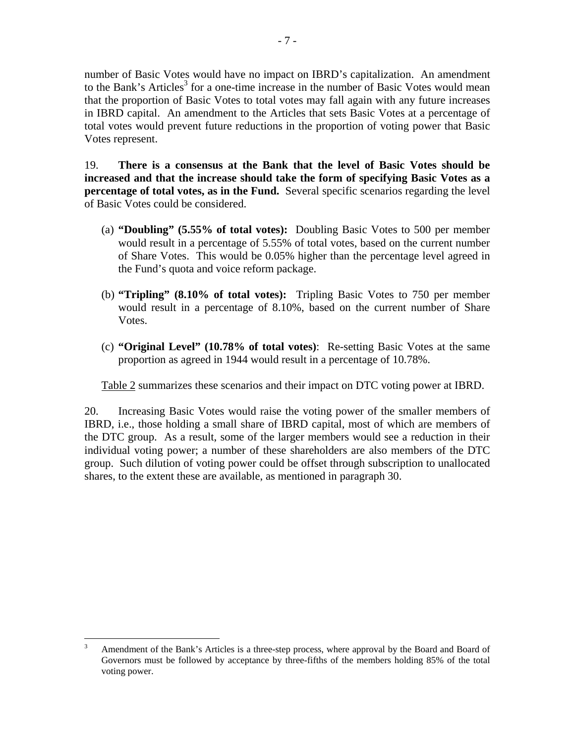number of Basic Votes would have no impact on IBRD's capitalization. An amendment to the Bank's Articles[3] for a one-time increase in the number of Basic Votes would mean that the proportion of Basic Votes to total votes may fall again with any future increases in IBRD capital. An amendment to the Articles that sets Basic Votes at a percentage of total votes would prevent future reductions in the proportion of voting power that Basic Votes represent.

19. **There is a consensus at the Bank that the level of Basic Votes should be increased and that the increase should take the form of specifying Basic Votes as a percentage of total votes, as in the Fund.** Several specific scenarios regarding the level of Basic Votes could be considered.

(a) **"Doubling" (5.55% of total votes):** Doubling Basic Votes to 500 per member would result in a percentage of 5.55% of total votes, based on the current number of Share Votes. This would be 0.05% higher than the percentage level agreed in the Fund's quota and voice reform package.

(b) **"Tripling" (8.10% of total votes):** Tripling Basic Votes to 750 per member would result in a percentage of 8.10%, based on the current number of Share Votes.

(c) **"Original Level" (10.78% of total votes)**: Re-setting Basic Votes at the same proportion as agreed in 1944 would result in a percentage of 10.78%.

Table 2 summarizes these scenarios and their impact on DTC voting power at IBRD.

20. Increasing Basic Votes would raise the voting power of the smaller members of IBRD, i.e., those holding a small share of IBRD capital, most of which are members of the DTC group. As a result, some of the larger members would see a reduction in their individual voting power; a number of these shareholders are also members of the DTC group. Such dilution of voting power could be offset through subscription to unallocated shares, to the extent these are available, as mentioned in paragraph 30.

[3] Amendment of the Bank's Articles is a three-step process, where approval by the Board and Board of Governors must be followed by acceptance by three-fifths of the members holding 85% of the total voting power.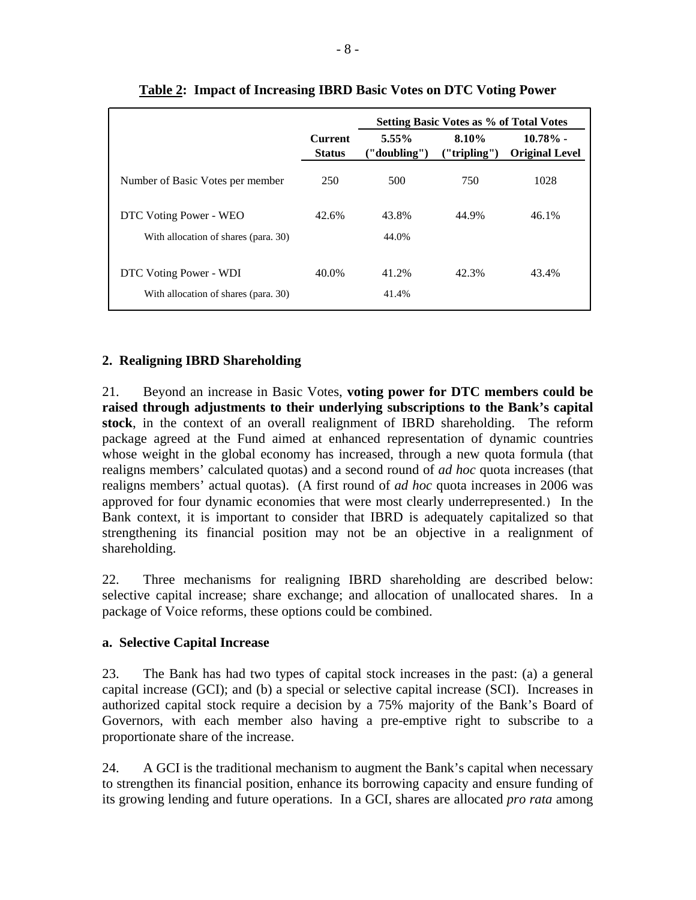**Table 2: Impact of Increasing IBRD Basic Votes on DTC Voting Power**

| | Current Status | Setting Basic Votes as % of Total Votes | | |
|---|---|---|---|---|
| | | 5.55% ("doubling") | 8.10% ("tripling") | 10.78% - Original Level |
| Number of Basic Votes per member | 250 | 500 | 750 | 1028 |
| DTC Voting Power - WEO | 42.6% | 43.8% | 44.9% | 46.1% |
| With allocation of shares (para. 30) | | 44.0% | | |
| DTC Voting Power - WDI | 40.0% | 41.2% | 42.3% | 43.4% |
| With allocation of shares (para. 30) | | 41.4% | | |

### 2. Realigning IBRD Shareholding

21. Beyond an increase in Basic Votes, **voting power for DTC members could be raised through adjustments to their underlying subscriptions to the Bank's capital stock**, in the context of an overall realignment of IBRD shareholding. The reform package agreed at the Fund aimed at enhanced representation of dynamic countries whose weight in the global economy has increased, through a new quota formula (that realigns members' calculated quotas) and a second round of *ad hoc* quota increases (that realigns members' actual quotas). (A first round of *ad hoc* quota increases in 2006 was approved for four dynamic economies that were most clearly underrepresented.) In the Bank context, it is important to consider that IBRD is adequately capitalized so that strengthening its financial position may not be an objective in a realignment of shareholding.

22. Three mechanisms for realigning IBRD shareholding are described below: selective capital increase; share exchange; and allocation of unallocated shares. In a package of Voice reforms, these options could be combined.

#### a. Selective Capital Increase

23. The Bank has had two types of capital stock increases in the past: (a) a general capital increase (GCI); and (b) a special or selective capital increase (SCI). Increases in authorized capital stock require a decision by a 75% majority of the Bank's Board of Governors, with each member also having a pre-emptive right to subscribe to a proportionate share of the increase.

24. A GCI is the traditional mechanism to augment the Bank's capital when necessary to strengthen its financial position, enhance its borrowing capacity and ensure funding of its growing lending and future operations. In a GCI, shares are allocated *pro rata* among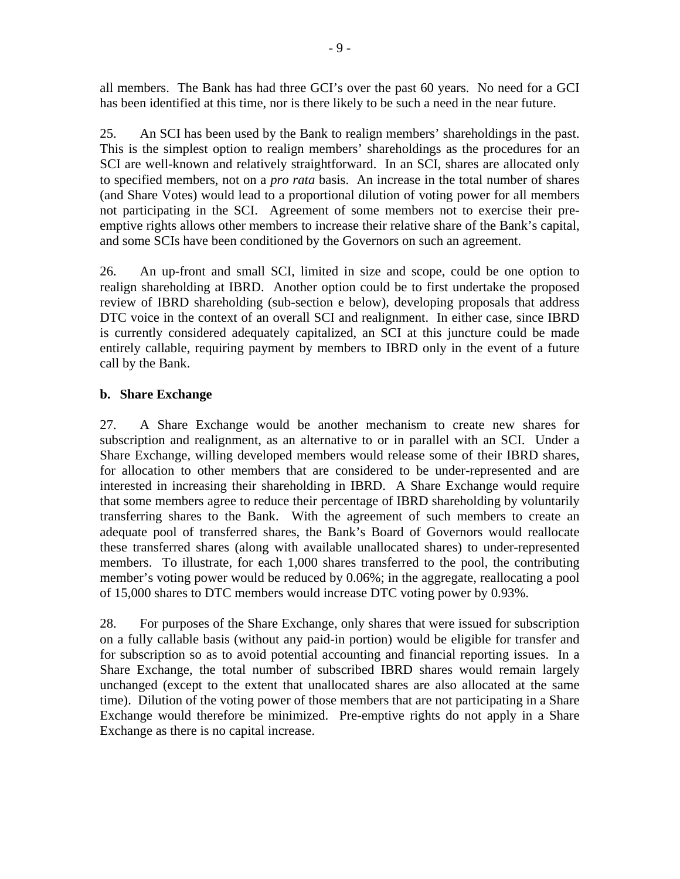all members. The Bank has had three GCI's over the past 60 years. No need for a GCI has been identified at this time, nor is there likely to be such a need in the near future.

25. An SCI has been used by the Bank to realign members' shareholdings in the past. This is the simplest option to realign members' shareholdings as the procedures for an SCI are well-known and relatively straightforward. In an SCI, shares are allocated only to specified members, not on a *pro rata* basis. An increase in the total number of shares (and Share Votes) would lead to a proportional dilution of voting power for all members not participating in the SCI. Agreement of some members not to exercise their pre-emptive rights allows other members to increase their relative share of the Bank's capital, and some SCIs have been conditioned by the Governors on such an agreement.

26. An up-front and small SCI, limited in size and scope, could be one option to realign shareholding at IBRD. Another option could be to first undertake the proposed review of IBRD shareholding (sub-section e below), developing proposals that address DTC voice in the context of an overall SCI and realignment. In either case, since IBRD is currently considered adequately capitalized, an SCI at this juncture could be made entirely callable, requiring payment by members to IBRD only in the event of a future call by the Bank.

**b. Share Exchange**

27. A Share Exchange would be another mechanism to create new shares for subscription and realignment, as an alternative to or in parallel with an SCI. Under a Share Exchange, willing developed members would release some of their IBRD shares, for allocation to other members that are considered to be under-represented and are interested in increasing their shareholding in IBRD. A Share Exchange would require that some members agree to reduce their percentage of IBRD shareholding by voluntarily transferring shares to the Bank. With the agreement of such members to create an adequate pool of transferred shares, the Bank's Board of Governors would reallocate these transferred shares (along with available unallocated shares) to under-represented members. To illustrate, for each 1,000 shares transferred to the pool, the contributing member's voting power would be reduced by 0.06%; in the aggregate, reallocating a pool of 15,000 shares to DTC members would increase DTC voting power by 0.93%.

28. For purposes of the Share Exchange, only shares that were issued for subscription on a fully callable basis (without any paid-in portion) would be eligible for transfer and for subscription so as to avoid potential accounting and financial reporting issues. In a Share Exchange, the total number of subscribed IBRD shares would remain largely unchanged (except to the extent that unallocated shares are also allocated at the same time). Dilution of the voting power of those members that are not participating in a Share Exchange would therefore be minimized. Pre-emptive rights do not apply in a Share Exchange as there is no capital increase.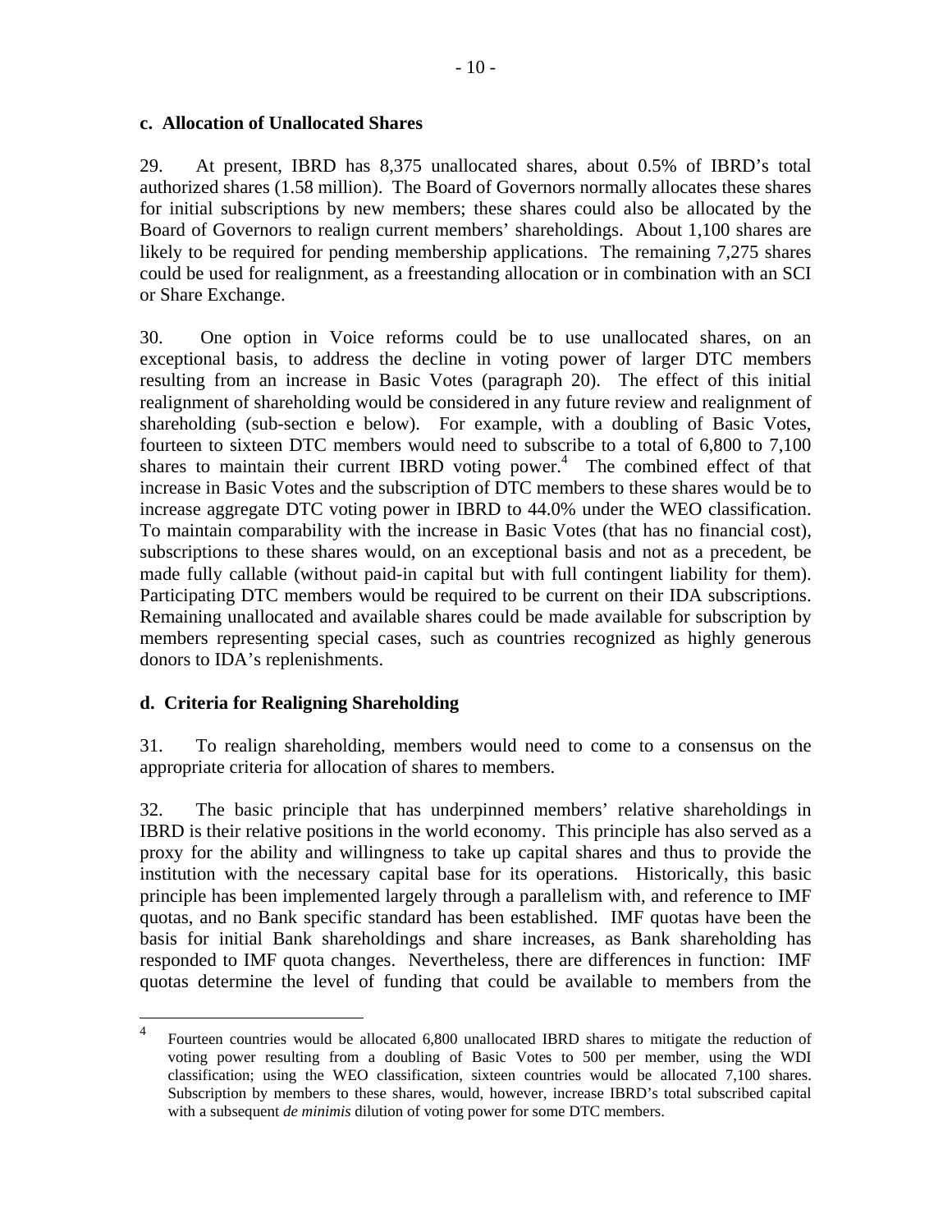### c. Allocation of Unallocated Shares

29. At present, IBRD has 8,375 unallocated shares, about 0.5% of IBRD's total authorized shares (1.58 million). The Board of Governors normally allocates these shares for initial subscriptions by new members; these shares could also be allocated by the Board of Governors to realign current members' shareholdings. About 1,100 shares are likely to be required for pending membership applications. The remaining 7,275 shares could be used for realignment, as a freestanding allocation or in combination with an SCI or Share Exchange.

30. One option in Voice reforms could be to use unallocated shares, on an exceptional basis, to address the decline in voting power of larger DTC members resulting from an increase in Basic Votes (paragraph 20). The effect of this initial realignment of shareholding would be considered in any future review and realignment of shareholding (sub-section e below). For example, with a doubling of Basic Votes, fourteen to sixteen DTC members would need to subscribe to a total of 6,800 to 7,100 shares to maintain their current IBRD voting power.[4] The combined effect of that increase in Basic Votes and the subscription of DTC members to these shares would be to increase aggregate DTC voting power in IBRD to 44.0% under the WEO classification. To maintain comparability with the increase in Basic Votes (that has no financial cost), subscriptions to these shares would, on an exceptional basis and not as a precedent, be made fully callable (without paid-in capital but with full contingent liability for them). Participating DTC members would be required to be current on their IDA subscriptions. Remaining unallocated and available shares could be made available for subscription by members representing special cases, such as countries recognized as highly generous donors to IDA's replenishments.

### d. Criteria for Realigning Shareholding

31. To realign shareholding, members would need to come to a consensus on the appropriate criteria for allocation of shares to members.

32. The basic principle that has underpinned members' relative shareholdings in IBRD is their relative positions in the world economy. This principle has also served as a proxy for the ability and willingness to take up capital shares and thus to provide the institution with the necessary capital base for its operations. Historically, this basic principle has been implemented largely through a parallelism with, and reference to IMF quotas, and no Bank specific standard has been established. IMF quotas have been the basis for initial Bank shareholdings and share increases, as Bank shareholding has responded to IMF quota changes. Nevertheless, there are differences in function: IMF quotas determine the level of funding that could be available to members from the

---

[4] Fourteen countries would be allocated 6,800 unallocated IBRD shares to mitigate the reduction of voting power resulting from a doubling of Basic Votes to 500 per member, using the WDI classification; using the WEO classification, sixteen countries would be allocated 7,100 shares. Subscription by members to these shares, would, however, increase IBRD's total subscribed capital with a subsequent *de minimis* dilution of voting power for some DTC members.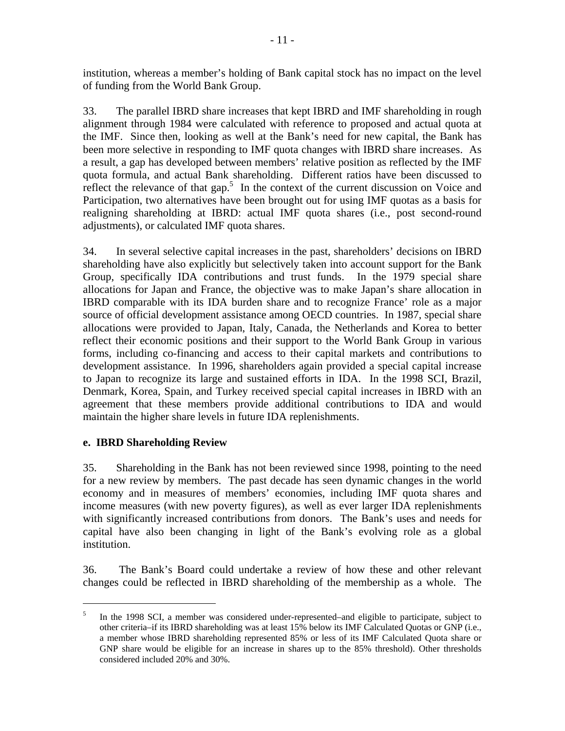institution, whereas a member's holding of Bank capital stock has no impact on the level of funding from the World Bank Group.

33. The parallel IBRD share increases that kept IBRD and IMF shareholding in rough alignment through 1984 were calculated with reference to proposed and actual quota at the IMF. Since then, looking as well at the Bank's need for new capital, the Bank has been more selective in responding to IMF quota changes with IBRD share increases. As a result, a gap has developed between members' relative position as reflected by the IMF quota formula, and actual Bank shareholding. Different ratios have been discussed to reflect the relevance of that gap.[5] In the context of the current discussion on Voice and Participation, two alternatives have been brought out for using IMF quotas as a basis for realigning shareholding at IBRD: actual IMF quota shares (i.e., post second-round adjustments), or calculated IMF quota shares.

34. In several selective capital increases in the past, shareholders' decisions on IBRD shareholding have also explicitly but selectively taken into account support for the Bank Group, specifically IDA contributions and trust funds. In the 1979 special share allocations for Japan and France, the objective was to make Japan's share allocation in IBRD comparable with its IDA burden share and to recognize France' role as a major source of official development assistance among OECD countries. In 1987, special share allocations were provided to Japan, Italy, Canada, the Netherlands and Korea to better reflect their economic positions and their support to the World Bank Group in various forms, including co-financing and access to their capital markets and contributions to development assistance. In 1996, shareholders again provided a special capital increase to Japan to recognize its large and sustained efforts in IDA. In the 1998 SCI, Brazil, Denmark, Korea, Spain, and Turkey received special capital increases in IBRD with an agreement that these members provide additional contributions to IDA and would maintain the higher share levels in future IDA replenishments.

**e. IBRD Shareholding Review**

35. Shareholding in the Bank has not been reviewed since 1998, pointing to the need for a new review by members. The past decade has seen dynamic changes in the world economy and in measures of members' economies, including IMF quota shares and income measures (with new poverty figures), as well as ever larger IDA replenishments with significantly increased contributions from donors. The Bank's uses and needs for capital have also been changing in light of the Bank's evolving role as a global institution.

36. The Bank's Board could undertake a review of how these and other relevant changes could be reflected in IBRD shareholding of the membership as a whole. The

[5] In the 1998 SCI, a member was considered under-represented–and eligible to participate, subject to other criteria–if its IBRD shareholding was at least 15% below its IMF Calculated Quotas or GNP (i.e., a member whose IBRD shareholding represented 85% or less of its IMF Calculated Quota share or GNP share would be eligible for an increase in shares up to the 85% threshold). Other thresholds considered included 20% and 30%.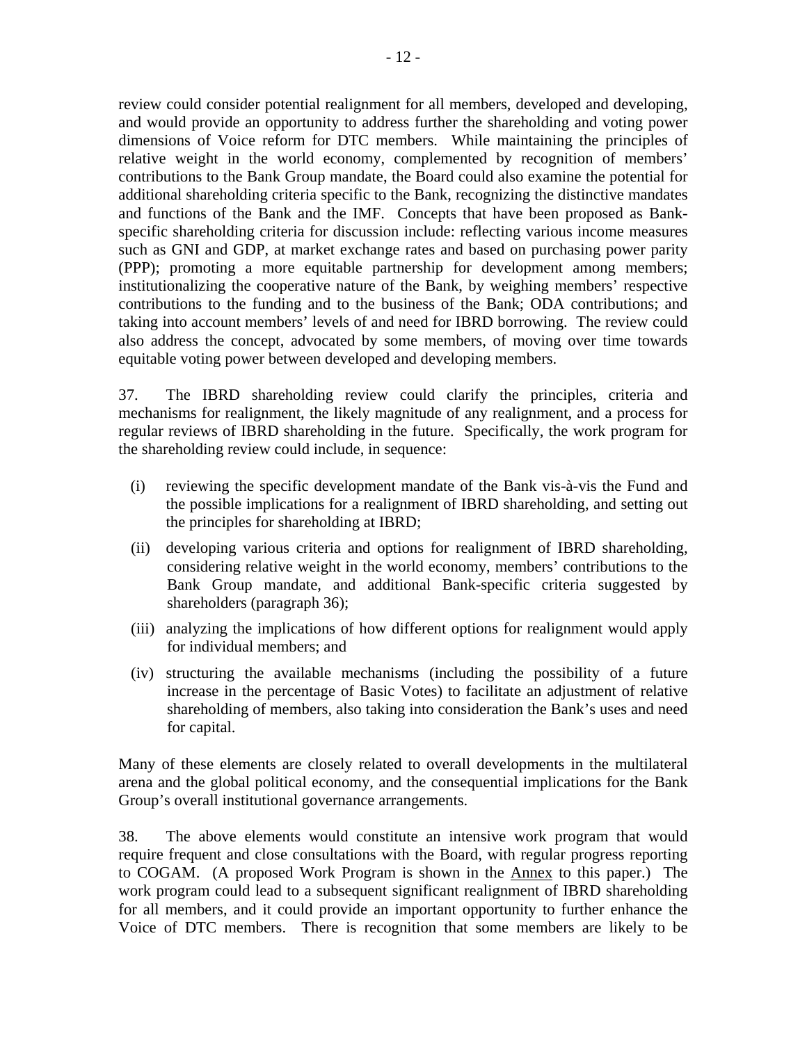review could consider potential realignment for all members, developed and developing, and would provide an opportunity to address further the shareholding and voting power dimensions of Voice reform for DTC members. While maintaining the principles of relative weight in the world economy, complemented by recognition of members' contributions to the Bank Group mandate, the Board could also examine the potential for additional shareholding criteria specific to the Bank, recognizing the distinctive mandates and functions of the Bank and the IMF. Concepts that have been proposed as Bank-specific shareholding criteria for discussion include: reflecting various income measures such as GNI and GDP, at market exchange rates and based on purchasing power parity (PPP); promoting a more equitable partnership for development among members; institutionalizing the cooperative nature of the Bank, by weighing members' respective contributions to the funding and to the business of the Bank; ODA contributions; and taking into account members' levels of and need for IBRD borrowing. The review could also address the concept, advocated by some members, of moving over time towards equitable voting power between developed and developing members.

37. The IBRD shareholding review could clarify the principles, criteria and mechanisms for realignment, the likely magnitude of any realignment, and a process for regular reviews of IBRD shareholding in the future. Specifically, the work program for the shareholding review could include, in sequence:

(i) reviewing the specific development mandate of the Bank vis-à-vis the Fund and the possible implications for a realignment of IBRD shareholding, and setting out the principles for shareholding at IBRD;

(ii) developing various criteria and options for realignment of IBRD shareholding, considering relative weight in the world economy, members' contributions to the Bank Group mandate, and additional Bank-specific criteria suggested by shareholders (paragraph 36);

(iii) analyzing the implications of how different options for realignment would apply for individual members; and

(iv) structuring the available mechanisms (including the possibility of a future increase in the percentage of Basic Votes) to facilitate an adjustment of relative shareholding of members, also taking into consideration the Bank's uses and need for capital.

Many of these elements are closely related to overall developments in the multilateral arena and the global political economy, and the consequential implications for the Bank Group's overall institutional governance arrangements.

38. The above elements would constitute an intensive work program that would require frequent and close consultations with the Board, with regular progress reporting to COGAM. (A proposed Work Program is shown in the Annex to this paper.) The work program could lead to a subsequent significant realignment of IBRD shareholding for all members, and it could provide an important opportunity to further enhance the Voice of DTC members. There is recognition that some members are likely to be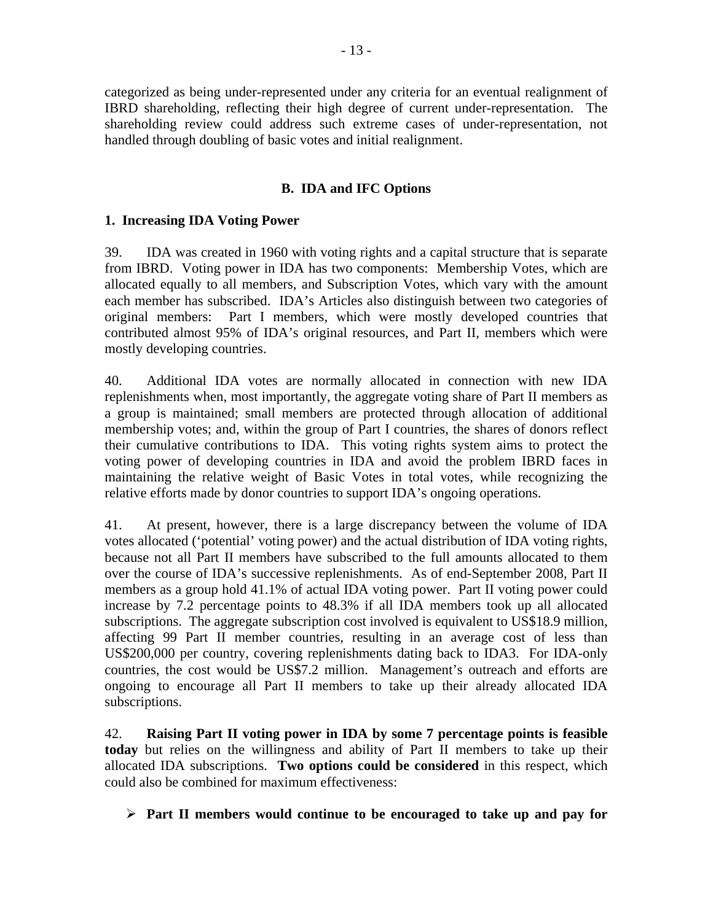categorized as being under-represented under any criteria for an eventual realignment of IBRD shareholding, reflecting their high degree of current under-representation. The shareholding review could address such extreme cases of under-representation, not handled through doubling of basic votes and initial realignment.

### B. IDA and IFC Options

#### 1. Increasing IDA Voting Power

39. IDA was created in 1960 with voting rights and a capital structure that is separate from IBRD. Voting power in IDA has two components: Membership Votes, which are allocated equally to all members, and Subscription Votes, which vary with the amount each member has subscribed. IDA's Articles also distinguish between two categories of original members: Part I members, which were mostly developed countries that contributed almost 95% of IDA's original resources, and Part II, members which were mostly developing countries.

40. Additional IDA votes are normally allocated in connection with new IDA replenishments when, most importantly, the aggregate voting share of Part II members as a group is maintained; small members are protected through allocation of additional membership votes; and, within the group of Part I countries, the shares of donors reflect their cumulative contributions to IDA. This voting rights system aims to protect the voting power of developing countries in IDA and avoid the problem IBRD faces in maintaining the relative weight of Basic Votes in total votes, while recognizing the relative efforts made by donor countries to support IDA's ongoing operations.

41. At present, however, there is a large discrepancy between the volume of IDA votes allocated ('potential' voting power) and the actual distribution of IDA voting rights, because not all Part II members have subscribed to the full amounts allocated to them over the course of IDA's successive replenishments. As of end-September 2008, Part II members as a group hold 41.1% of actual IDA voting power. Part II voting power could increase by 7.2 percentage points to 48.3% if all IDA members took up all allocated subscriptions. The aggregate subscription cost involved is equivalent to US$18.9 million, affecting 99 Part II member countries, resulting in an average cost of less than US$200,000 per country, covering replenishments dating back to IDA3. For IDA-only countries, the cost would be US$7.2 million. Management's outreach and efforts are ongoing to encourage all Part II members to take up their already allocated IDA subscriptions.

42. **Raising Part II voting power in IDA by some 7 percentage points is feasible today** but relies on the willingness and ability of Part II members to take up their allocated IDA subscriptions. **Two options could be considered** in this respect, which could also be combined for maximum effectiveness:

- **Part II members would continue to be encouraged to take up and pay for**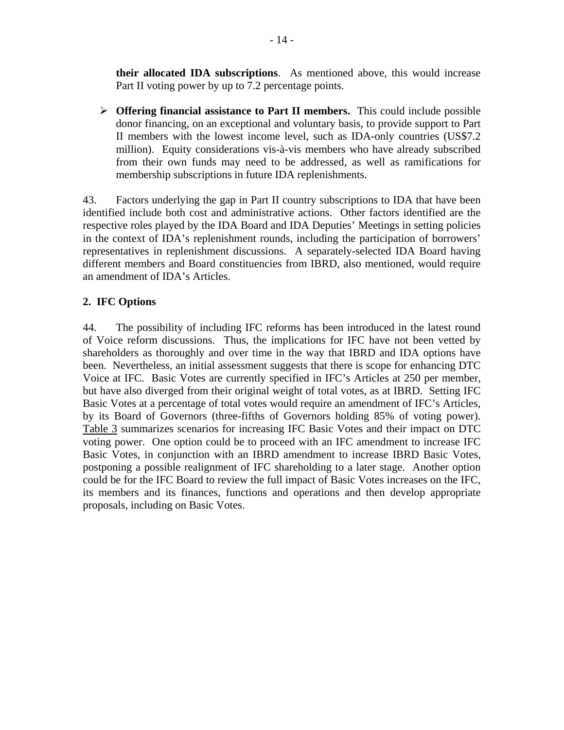**their allocated IDA subscriptions**. As mentioned above, this would increase Part II voting power by up to 7.2 percentage points.

- **Offering financial assistance to Part II members.** This could include possible donor financing, on an exceptional and voluntary basis, to provide support to Part II members with the lowest income level, such as IDA-only countries (US$7.2 million). Equity considerations vis-à-vis members who have already subscribed from their own funds may need to be addressed, as well as ramifications for membership subscriptions in future IDA replenishments.

43. Factors underlying the gap in Part II country subscriptions to IDA that have been identified include both cost and administrative actions. Other factors identified are the respective roles played by the IDA Board and IDA Deputies' Meetings in setting policies in the context of IDA's replenishment rounds, including the participation of borrowers' representatives in replenishment discussions. A separately-selected IDA Board having different members and Board constituencies from IBRD, also mentioned, would require an amendment of IDA's Articles.

### 2. IFC Options

44. The possibility of including IFC reforms has been introduced in the latest round of Voice reform discussions. Thus, the implications for IFC have not been vetted by shareholders as thoroughly and over time in the way that IBRD and IDA options have been. Nevertheless, an initial assessment suggests that there is scope for enhancing DTC Voice at IFC. Basic Votes are currently specified in IFC's Articles at 250 per member, but have also diverged from their original weight of total votes, as at IBRD. Setting IFC Basic Votes at a percentage of total votes would require an amendment of IFC's Articles, by its Board of Governors (three-fifths of Governors holding 85% of voting power). Table 3 summarizes scenarios for increasing IFC Basic Votes and their impact on DTC voting power. One option could be to proceed with an IFC amendment to increase IFC Basic Votes, in conjunction with an IBRD amendment to increase IBRD Basic Votes, postponing a possible realignment of IFC shareholding to a later stage. Another option could be for the IFC Board to review the full impact of Basic Votes increases on the IFC, its members and its finances, functions and operations and then develop appropriate proposals, including on Basic Votes.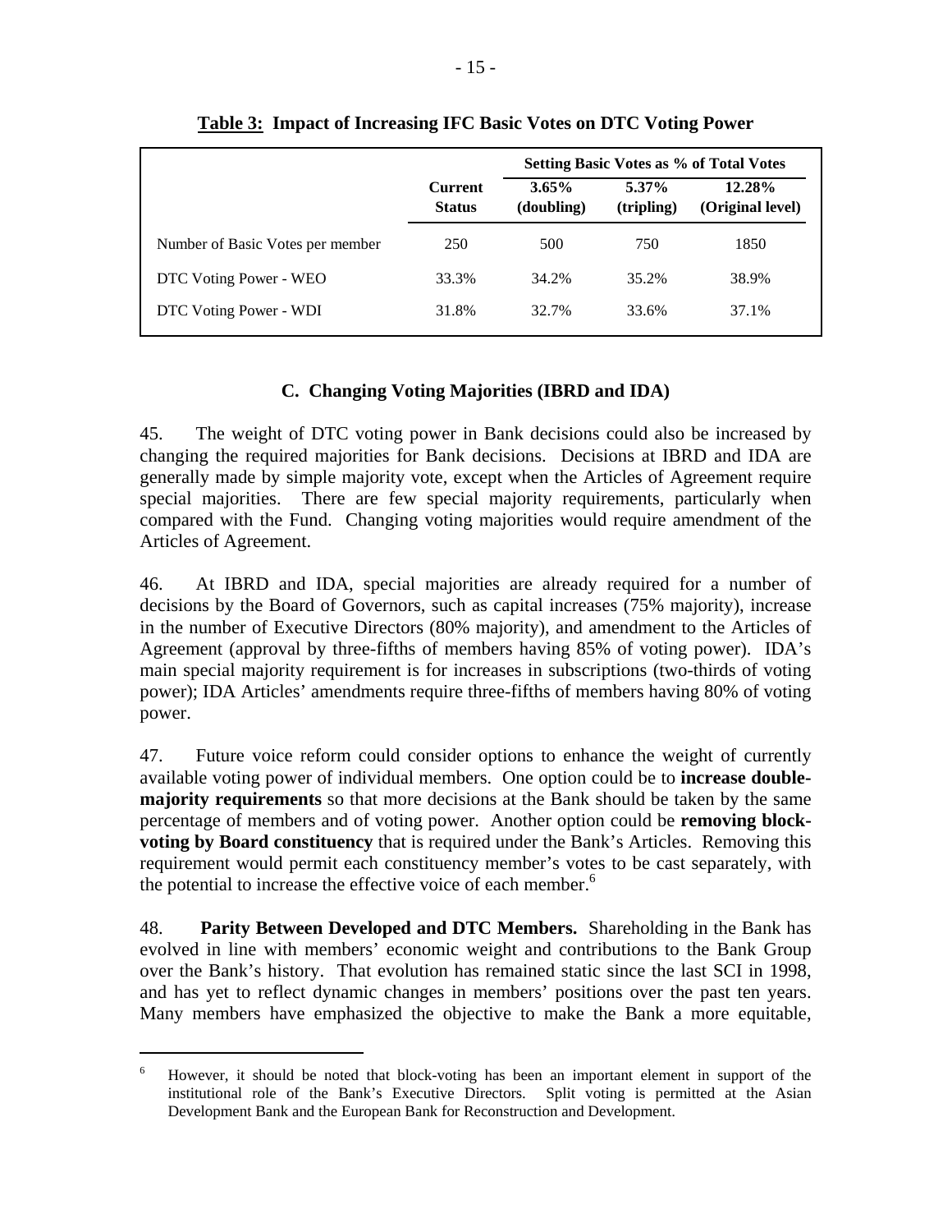**Table 3: Impact of Increasing IFC Basic Votes on DTC Voting Power**

| | Current Status | Setting Basic Votes as % of Total Votes | | |
|---|---|---|---|---|
| | | 3.65% (doubling) | 5.37% (tripling) | 12.28% (Original level) |
| Number of Basic Votes per member | 250 | 500 | 750 | 1850 |
| DTC Voting Power - WEO | 33.3% | 34.2% | 35.2% | 38.9% |
| DTC Voting Power - WDI | 31.8% | 32.7% | 33.6% | 37.1% |

### C. Changing Voting Majorities (IBRD and IDA)

45. The weight of DTC voting power in Bank decisions could also be increased by changing the required majorities for Bank decisions. Decisions at IBRD and IDA are generally made by simple majority vote, except when the Articles of Agreement require special majorities. There are few special majority requirements, particularly when compared with the Fund. Changing voting majorities would require amendment of the Articles of Agreement.

46. At IBRD and IDA, special majorities are already required for a number of decisions by the Board of Governors, such as capital increases (75% majority), increase in the number of Executive Directors (80% majority), and amendment to the Articles of Agreement (approval by three-fifths of members having 85% of voting power). IDA's main special majority requirement is for increases in subscriptions (two-thirds of voting power); IDA Articles' amendments require three-fifths of members having 80% of voting power.

47. Future voice reform could consider options to enhance the weight of currently available voting power of individual members. One option could be to **increase double-majority requirements** so that more decisions at the Bank should be taken by the same percentage of members and of voting power. Another option could be **removing block-voting by Board constituency** that is required under the Bank's Articles. Removing this requirement would permit each constituency member's votes to be cast separately, with the potential to increase the effective voice of each member.[6]

48. **Parity Between Developed and DTC Members.** Shareholding in the Bank has evolved in line with members' economic weight and contributions to the Bank Group over the Bank's history. That evolution has remained static since the last SCI in 1998, and has yet to reflect dynamic changes in members' positions over the past ten years. Many members have emphasized the objective to make the Bank a more equitable,

---

[6] However, it should be noted that block-voting has been an important element in support of the institutional role of the Bank's Executive Directors. Split voting is permitted at the Asian Development Bank and the European Bank for Reconstruction and Development.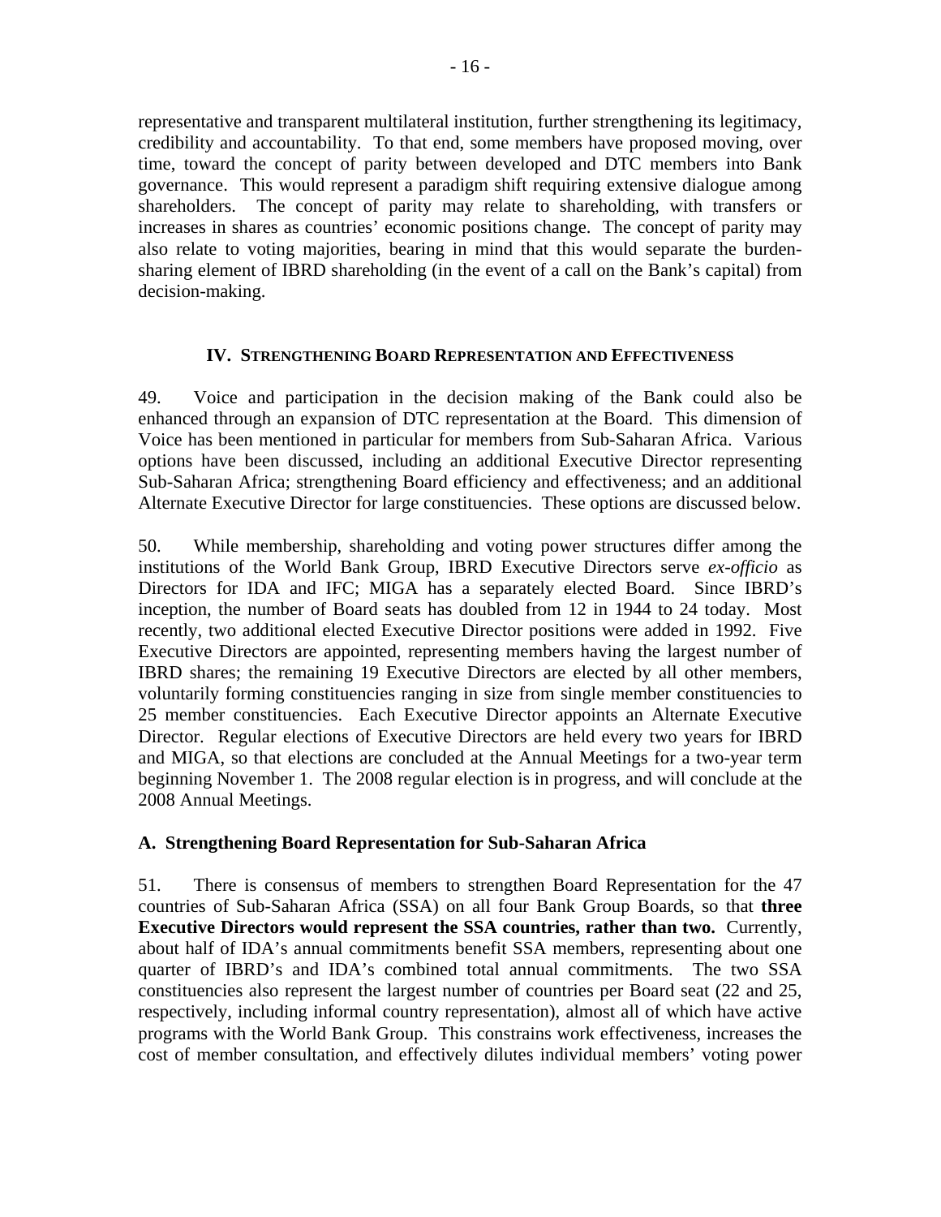representative and transparent multilateral institution, further strengthening its legitimacy, credibility and accountability. To that end, some members have proposed moving, over time, toward the concept of parity between developed and DTC members into Bank governance. This would represent a paradigm shift requiring extensive dialogue among shareholders. The concept of parity may relate to shareholding, with transfers or increases in shares as countries' economic positions change. The concept of parity may also relate to voting majorities, bearing in mind that this would separate the burden-sharing element of IBRD shareholding (in the event of a call on the Bank's capital) from decision-making.

## IV. Strengthening Board Representation and Effectiveness

49. Voice and participation in the decision making of the Bank could also be enhanced through an expansion of DTC representation at the Board. This dimension of Voice has been mentioned in particular for members from Sub-Saharan Africa. Various options have been discussed, including an additional Executive Director representing Sub-Saharan Africa; strengthening Board efficiency and effectiveness; and an additional Alternate Executive Director for large constituencies. These options are discussed below.

50. While membership, shareholding and voting power structures differ among the institutions of the World Bank Group, IBRD Executive Directors serve *ex-officio* as Directors for IDA and IFC; MIGA has a separately elected Board. Since IBRD's inception, the number of Board seats has doubled from 12 in 1944 to 24 today. Most recently, two additional elected Executive Director positions were added in 1992. Five Executive Directors are appointed, representing members having the largest number of IBRD shares; the remaining 19 Executive Directors are elected by all other members, voluntarily forming constituencies ranging in size from single member constituencies to 25 member constituencies. Each Executive Director appoints an Alternate Executive Director. Regular elections of Executive Directors are held every two years for IBRD and MIGA, so that elections are concluded at the Annual Meetings for a two-year term beginning November 1. The 2008 regular election is in progress, and will conclude at the 2008 Annual Meetings.

### A. Strengthening Board Representation for Sub-Saharan Africa

51. There is consensus of members to strengthen Board Representation for the 47 countries of Sub-Saharan Africa (SSA) on all four Bank Group Boards, so that **three Executive Directors would represent the SSA countries, rather than two.** Currently, about half of IDA's annual commitments benefit SSA members, representing about one quarter of IBRD's and IDA's combined total annual commitments. The two SSA constituencies also represent the largest number of countries per Board seat (22 and 25, respectively, including informal country representation), almost all of which have active programs with the World Bank Group. This constrains work effectiveness, increases the cost of member consultation, and effectively dilutes individual members' voting power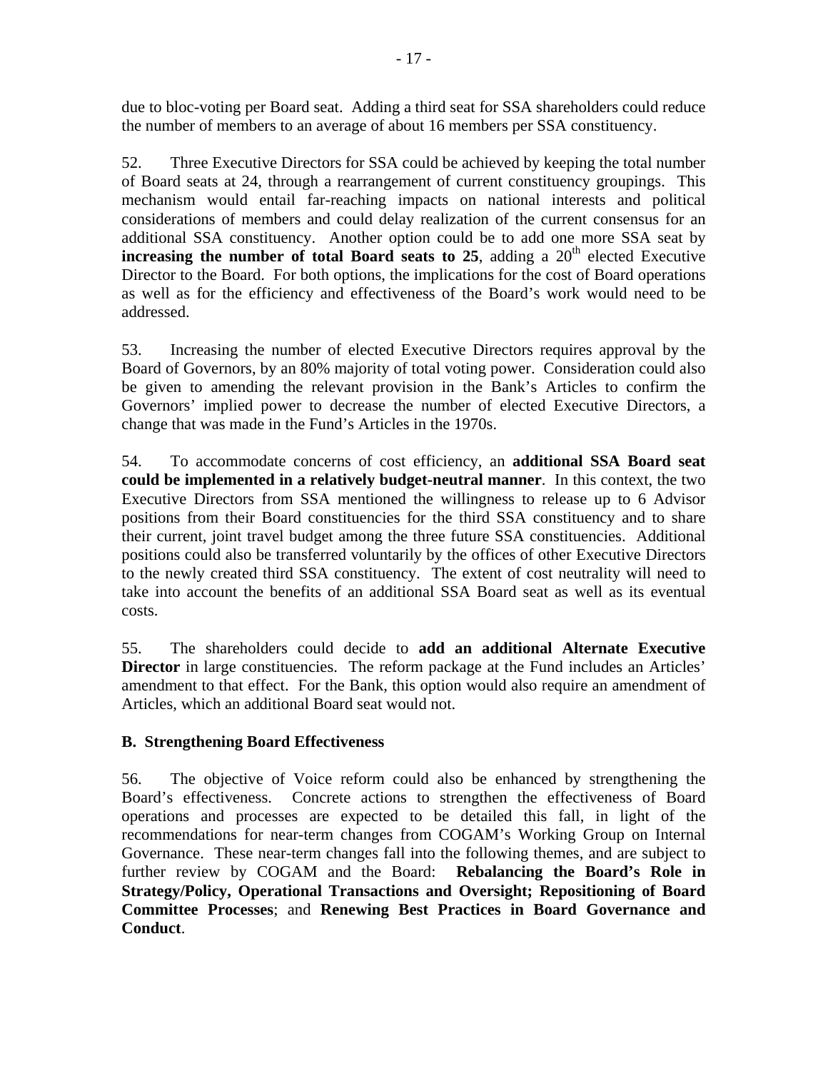due to bloc-voting per Board seat. Adding a third seat for SSA shareholders could reduce the number of members to an average of about 16 members per SSA constituency.

52. Three Executive Directors for SSA could be achieved by keeping the total number of Board seats at 24, through a rearrangement of current constituency groupings. This mechanism would entail far-reaching impacts on national interests and political considerations of members and could delay realization of the current consensus for an additional SSA constituency. Another option could be to add one more SSA seat by **increasing the number of total Board seats to 25**, adding a 20th elected Executive Director to the Board. For both options, the implications for the cost of Board operations as well as for the efficiency and effectiveness of the Board's work would need to be addressed.

53. Increasing the number of elected Executive Directors requires approval by the Board of Governors, by an 80% majority of total voting power. Consideration could also be given to amending the relevant provision in the Bank's Articles to confirm the Governors' implied power to decrease the number of elected Executive Directors, a change that was made in the Fund's Articles in the 1970s.

54. To accommodate concerns of cost efficiency, an **additional SSA Board seat could be implemented in a relatively budget-neutral manner**. In this context, the two Executive Directors from SSA mentioned the willingness to release up to 6 Advisor positions from their Board constituencies for the third SSA constituency and to share their current, joint travel budget among the three future SSA constituencies. Additional positions could also be transferred voluntarily by the offices of other Executive Directors to the newly created third SSA constituency. The extent of cost neutrality will need to take into account the benefits of an additional SSA Board seat as well as its eventual costs.

55. The shareholders could decide to **add an additional Alternate Executive Director** in large constituencies. The reform package at the Fund includes an Articles' amendment to that effect. For the Bank, this option would also require an amendment of Articles, which an additional Board seat would not.

### B. Strengthening Board Effectiveness

56. The objective of Voice reform could also be enhanced by strengthening the Board's effectiveness. Concrete actions to strengthen the effectiveness of Board operations and processes are expected to be detailed this fall, in light of the recommendations for near-term changes from COGAM's Working Group on Internal Governance. These near-term changes fall into the following themes, and are subject to further review by COGAM and the Board: **Rebalancing the Board's Role in Strategy/Policy, Operational Transactions and Oversight; Repositioning of Board Committee Processes**; and **Renewing Best Practices in Board Governance and Conduct**.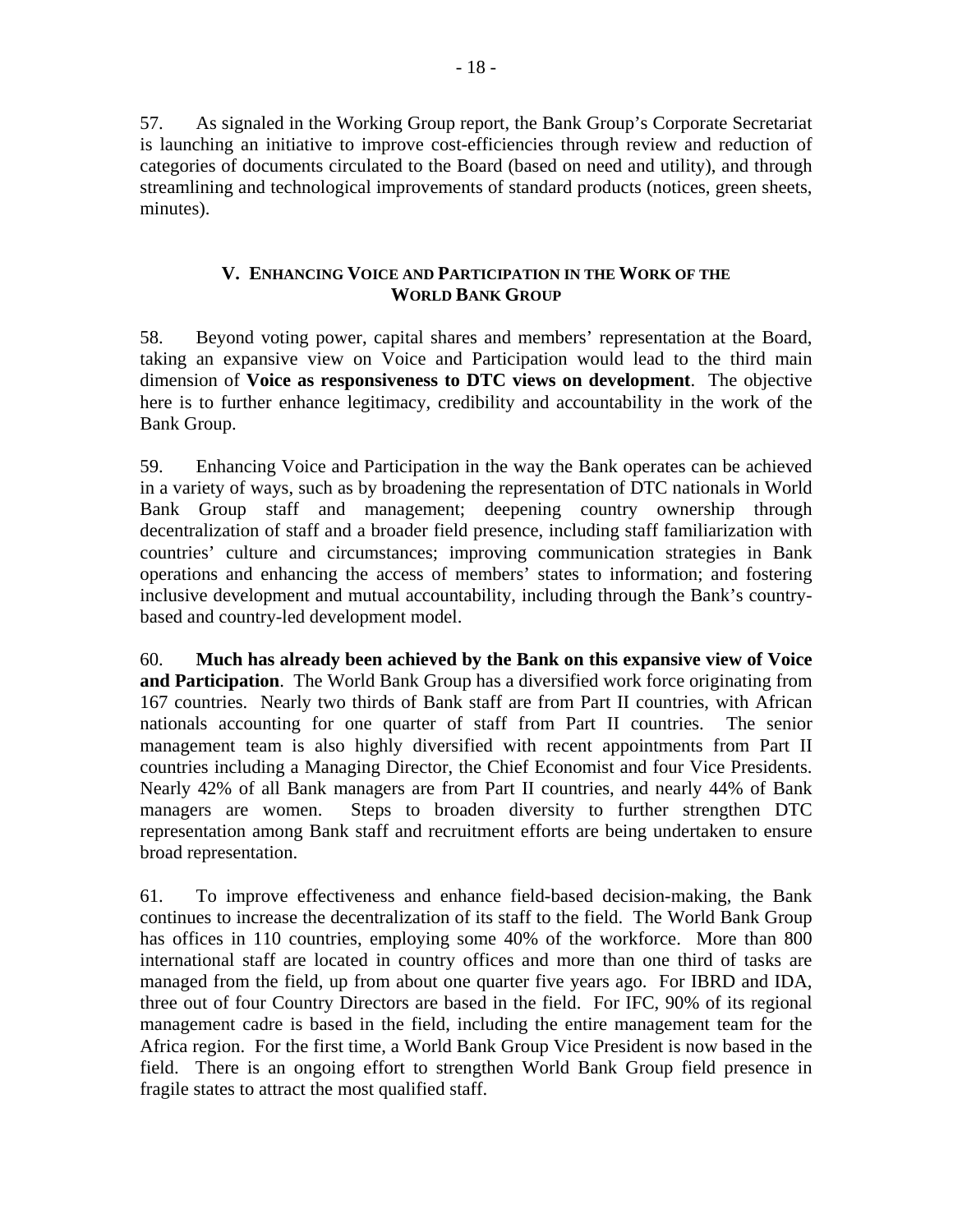57. As signaled in the Working Group report, the Bank Group's Corporate Secretariat is launching an initiative to improve cost-efficiencies through review and reduction of categories of documents circulated to the Board (based on need and utility), and through streamlining and technological improvements of standard products (notices, green sheets, minutes).

## V. Enhancing Voice and Participation in the Work of the World Bank Group

58. Beyond voting power, capital shares and members' representation at the Board, taking an expansive view on Voice and Participation would lead to the third main dimension of **Voice as responsiveness to DTC views on development**. The objective here is to further enhance legitimacy, credibility and accountability in the work of the Bank Group.

59. Enhancing Voice and Participation in the way the Bank operates can be achieved in a variety of ways, such as by broadening the representation of DTC nationals in World Bank Group staff and management; deepening country ownership through decentralization of staff and a broader field presence, including staff familiarization with countries' culture and circumstances; improving communication strategies in Bank operations and enhancing the access of members' states to information; and fostering inclusive development and mutual accountability, including through the Bank's country-based and country-led development model.

60. **Much has already been achieved by the Bank on this expansive view of Voice and Participation**. The World Bank Group has a diversified work force originating from 167 countries. Nearly two thirds of Bank staff are from Part II countries, with African nationals accounting for one quarter of staff from Part II countries. The senior management team is also highly diversified with recent appointments from Part II countries including a Managing Director, the Chief Economist and four Vice Presidents. Nearly 42% of all Bank managers are from Part II countries, and nearly 44% of Bank managers are women. Steps to broaden diversity to further strengthen DTC representation among Bank staff and recruitment efforts are being undertaken to ensure broad representation.

61. To improve effectiveness and enhance field-based decision-making, the Bank continues to increase the decentralization of its staff to the field. The World Bank Group has offices in 110 countries, employing some 40% of the workforce. More than 800 international staff are located in country offices and more than one third of tasks are managed from the field, up from about one quarter five years ago. For IBRD and IDA, three out of four Country Directors are based in the field. For IFC, 90% of its regional management cadre is based in the field, including the entire management team for the Africa region. For the first time, a World Bank Group Vice President is now based in the field. There is an ongoing effort to strengthen World Bank Group field presence in fragile states to attract the most qualified staff.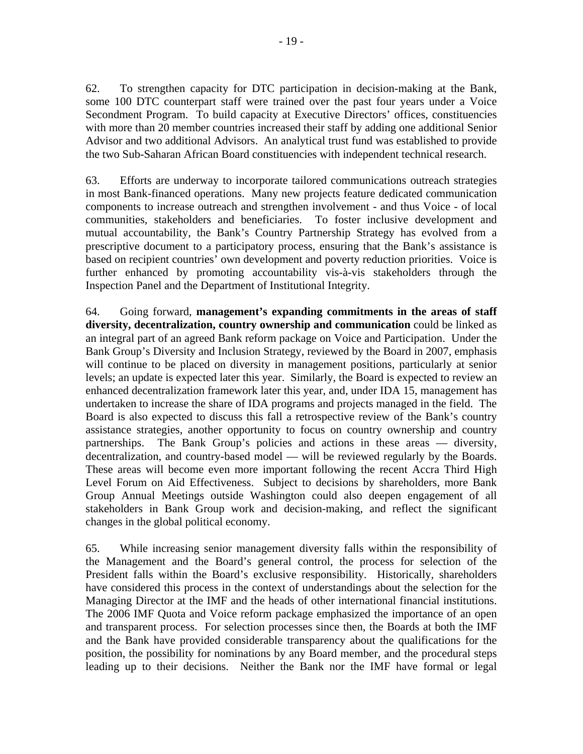62. To strengthen capacity for DTC participation in decision-making at the Bank, some 100 DTC counterpart staff were trained over the past four years under a Voice Secondment Program. To build capacity at Executive Directors' offices, constituencies with more than 20 member countries increased their staff by adding one additional Senior Advisor and two additional Advisors. An analytical trust fund was established to provide the two Sub-Saharan African Board constituencies with independent technical research.

63. Efforts are underway to incorporate tailored communications outreach strategies in most Bank-financed operations. Many new projects feature dedicated communication components to increase outreach and strengthen involvement - and thus Voice - of local communities, stakeholders and beneficiaries. To foster inclusive development and mutual accountability, the Bank's Country Partnership Strategy has evolved from a prescriptive document to a participatory process, ensuring that the Bank's assistance is based on recipient countries' own development and poverty reduction priorities. Voice is further enhanced by promoting accountability vis-à-vis stakeholders through the Inspection Panel and the Department of Institutional Integrity.

64. Going forward, **management's expanding commitments in the areas of staff diversity, decentralization, country ownership and communication** could be linked as an integral part of an agreed Bank reform package on Voice and Participation. Under the Bank Group's Diversity and Inclusion Strategy, reviewed by the Board in 2007, emphasis will continue to be placed on diversity in management positions, particularly at senior levels; an update is expected later this year. Similarly, the Board is expected to review an enhanced decentralization framework later this year, and, under IDA 15, management has undertaken to increase the share of IDA programs and projects managed in the field. The Board is also expected to discuss this fall a retrospective review of the Bank's country assistance strategies, another opportunity to focus on country ownership and country partnerships. The Bank Group's policies and actions in these areas — diversity, decentralization, and country-based model — will be reviewed regularly by the Boards. These areas will become even more important following the recent Accra Third High Level Forum on Aid Effectiveness. Subject to decisions by shareholders, more Bank Group Annual Meetings outside Washington could also deepen engagement of all stakeholders in Bank Group work and decision-making, and reflect the significant changes in the global political economy.

65. While increasing senior management diversity falls within the responsibility of the Management and the Board's general control, the process for selection of the President falls within the Board's exclusive responsibility. Historically, shareholders have considered this process in the context of understandings about the selection for the Managing Director at the IMF and the heads of other international financial institutions. The 2006 IMF Quota and Voice reform package emphasized the importance of an open and transparent process. For selection processes since then, the Boards at both the IMF and the Bank have provided considerable transparency about the qualifications for the position, the possibility for nominations by any Board member, and the procedural steps leading up to their decisions. Neither the Bank nor the IMF have formal or legal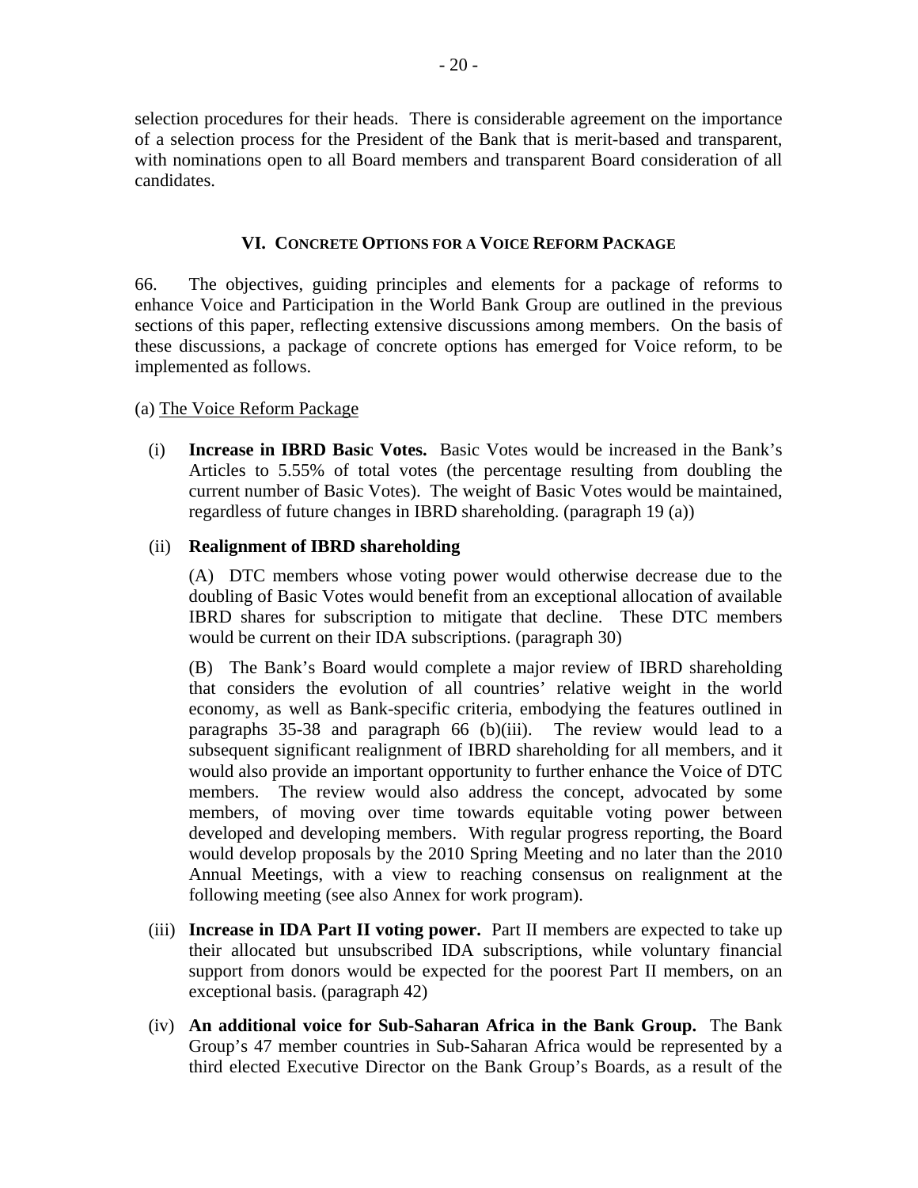selection procedures for their heads. There is considerable agreement on the importance of a selection process for the President of the Bank that is merit-based and transparent, with nominations open to all Board members and transparent Board consideration of all candidates.

## VI. Concrete Options for a Voice Reform Package

66. The objectives, guiding principles and elements for a package of reforms to enhance Voice and Participation in the World Bank Group are outlined in the previous sections of this paper, reflecting extensive discussions among members. On the basis of these discussions, a package of concrete options has emerged for Voice reform, to be implemented as follows.

(a) The Voice Reform Package

(i) **Increase in IBRD Basic Votes.** Basic Votes would be increased in the Bank's Articles to 5.55% of total votes (the percentage resulting from doubling the current number of Basic Votes). The weight of Basic Votes would be maintained, regardless of future changes in IBRD shareholding. (paragraph 19 (a))

(ii) **Realignment of IBRD shareholding**

(A) DTC members whose voting power would otherwise decrease due to the doubling of Basic Votes would benefit from an exceptional allocation of available IBRD shares for subscription to mitigate that decline. These DTC members would be current on their IDA subscriptions. (paragraph 30)

(B) The Bank's Board would complete a major review of IBRD shareholding that considers the evolution of all countries' relative weight in the world economy, as well as Bank-specific criteria, embodying the features outlined in paragraphs 35-38 and paragraph 66 (b)(iii). The review would lead to a subsequent significant realignment of IBRD shareholding for all members, and it would also provide an important opportunity to further enhance the Voice of DTC members. The review would also address the concept, advocated by some members, of moving over time towards equitable voting power between developed and developing members. With regular progress reporting, the Board would develop proposals by the 2010 Spring Meeting and no later than the 2010 Annual Meetings, with a view to reaching consensus on realignment at the following meeting (see also Annex for work program).

(iii) **Increase in IDA Part II voting power.** Part II members are expected to take up their allocated but unsubscribed IDA subscriptions, while voluntary financial support from donors would be expected for the poorest Part II members, on an exceptional basis. (paragraph 42)

(iv) **An additional voice for Sub-Saharan Africa in the Bank Group.** The Bank Group's 47 member countries in Sub-Saharan Africa would be represented by a third elected Executive Director on the Bank Group's Boards, as a result of the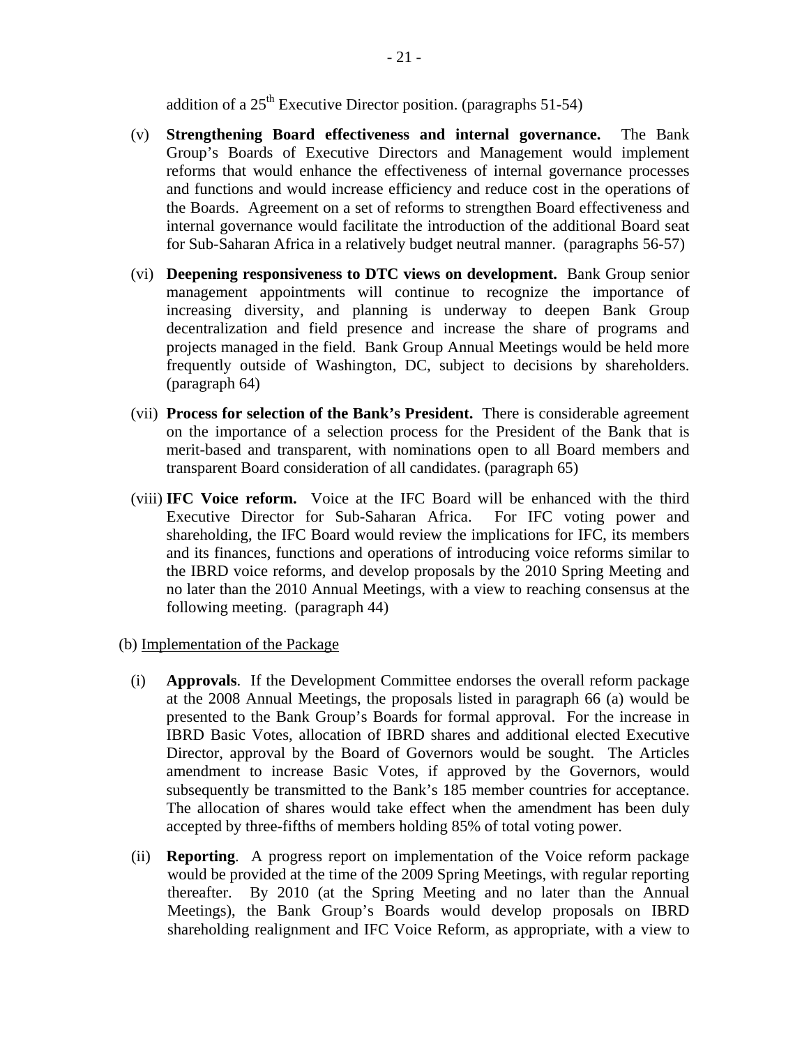addition of a 25th Executive Director position. (paragraphs 51-54)

(v) **Strengthening Board effectiveness and internal governance.** The Bank Group's Boards of Executive Directors and Management would implement reforms that would enhance the effectiveness of internal governance processes and functions and would increase efficiency and reduce cost in the operations of the Boards. Agreement on a set of reforms to strengthen Board effectiveness and internal governance would facilitate the introduction of the additional Board seat for Sub-Saharan Africa in a relatively budget neutral manner. (paragraphs 56-57)

(vi) **Deepening responsiveness to DTC views on development.** Bank Group senior management appointments will continue to recognize the importance of increasing diversity, and planning is underway to deepen Bank Group decentralization and field presence and increase the share of programs and projects managed in the field. Bank Group Annual Meetings would be held more frequently outside of Washington, DC, subject to decisions by shareholders. (paragraph 64)

(vii) **Process for selection of the Bank's President.** There is considerable agreement on the importance of a selection process for the President of the Bank that is merit-based and transparent, with nominations open to all Board members and transparent Board consideration of all candidates. (paragraph 65)

(viii) **IFC Voice reform.** Voice at the IFC Board will be enhanced with the third Executive Director for Sub-Saharan Africa. For IFC voting power and shareholding, the IFC Board would review the implications for IFC, its members and its finances, functions and operations of introducing voice reforms similar to the IBRD voice reforms, and develop proposals by the 2010 Spring Meeting and no later than the 2010 Annual Meetings, with a view to reaching consensus at the following meeting. (paragraph 44)

(b) Implementation of the Package

(i) **Approvals**. If the Development Committee endorses the overall reform package at the 2008 Annual Meetings, the proposals listed in paragraph 66 (a) would be presented to the Bank Group's Boards for formal approval. For the increase in IBRD Basic Votes, allocation of IBRD shares and additional elected Executive Director, approval by the Board of Governors would be sought. The Articles amendment to increase Basic Votes, if approved by the Governors, would subsequently be transmitted to the Bank's 185 member countries for acceptance. The allocation of shares would take effect when the amendment has been duly accepted by three-fifths of members holding 85% of total voting power.

(ii) **Reporting**. A progress report on implementation of the Voice reform package would be provided at the time of the 2009 Spring Meetings, with regular reporting thereafter. By 2010 (at the Spring Meeting and no later than the Annual Meetings), the Bank Group's Boards would develop proposals on IBRD shareholding realignment and IFC Voice Reform, as appropriate, with a view to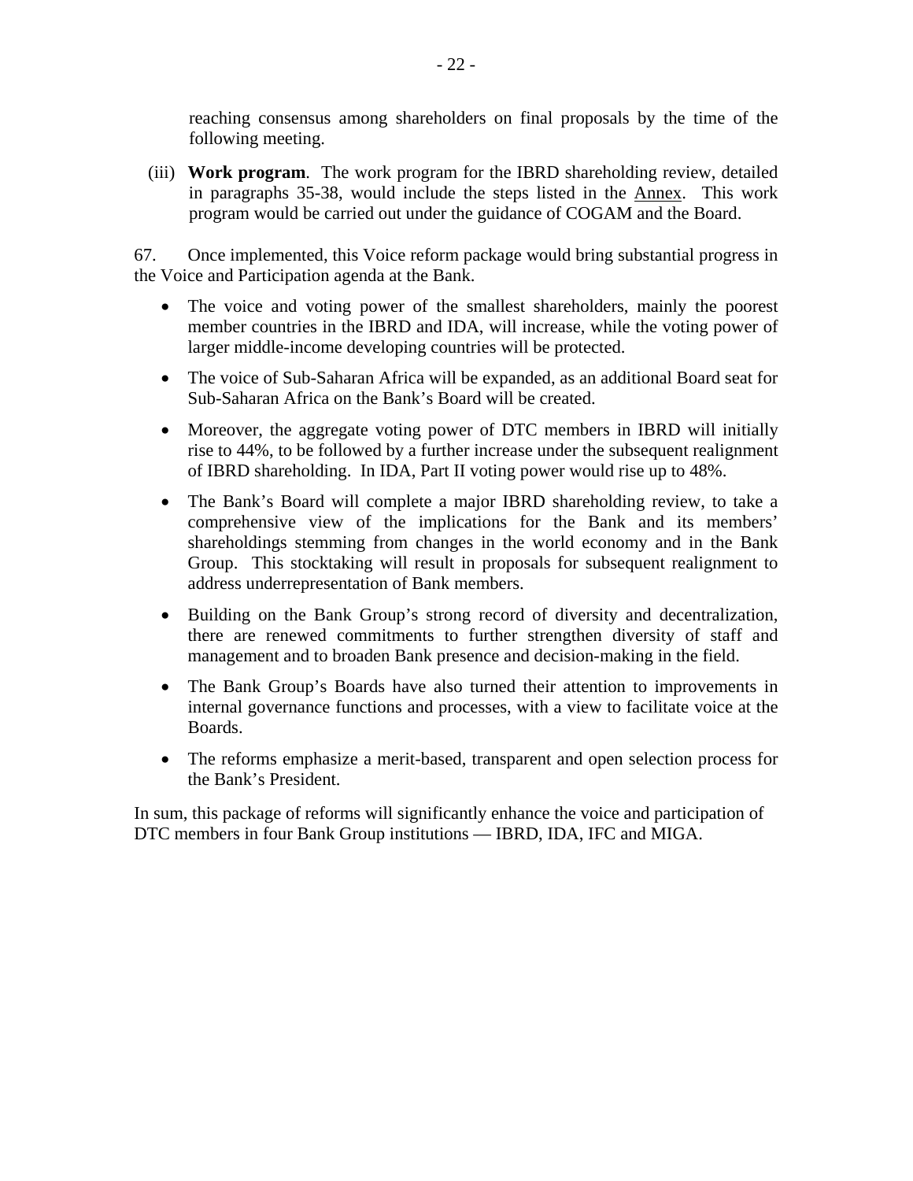reaching consensus among shareholders on final proposals by the time of the following meeting.

(iii) **Work program**. The work program for the IBRD shareholding review, detailed in paragraphs 35-38, would include the steps listed in the Annex. This work program would be carried out under the guidance of COGAM and the Board.

67. Once implemented, this Voice reform package would bring substantial progress in the Voice and Participation agenda at the Bank.

- The voice and voting power of the smallest shareholders, mainly the poorest member countries in the IBRD and IDA, will increase, while the voting power of larger middle-income developing countries will be protected.
- The voice of Sub-Saharan Africa will be expanded, as an additional Board seat for Sub-Saharan Africa on the Bank's Board will be created.
- Moreover, the aggregate voting power of DTC members in IBRD will initially rise to 44%, to be followed by a further increase under the subsequent realignment of IBRD shareholding. In IDA, Part II voting power would rise up to 48%.
- The Bank's Board will complete a major IBRD shareholding review, to take a comprehensive view of the implications for the Bank and its members' shareholdings stemming from changes in the world economy and in the Bank Group. This stocktaking will result in proposals for subsequent realignment to address underrepresentation of Bank members.
- Building on the Bank Group's strong record of diversity and decentralization, there are renewed commitments to further strengthen diversity of staff and management and to broaden Bank presence and decision-making in the field.
- The Bank Group's Boards have also turned their attention to improvements in internal governance functions and processes, with a view to facilitate voice at the Boards.
- The reforms emphasize a merit-based, transparent and open selection process for the Bank's President.

In sum, this package of reforms will significantly enhance the voice and participation of DTC members in four Bank Group institutions — IBRD, IDA, IFC and MIGA.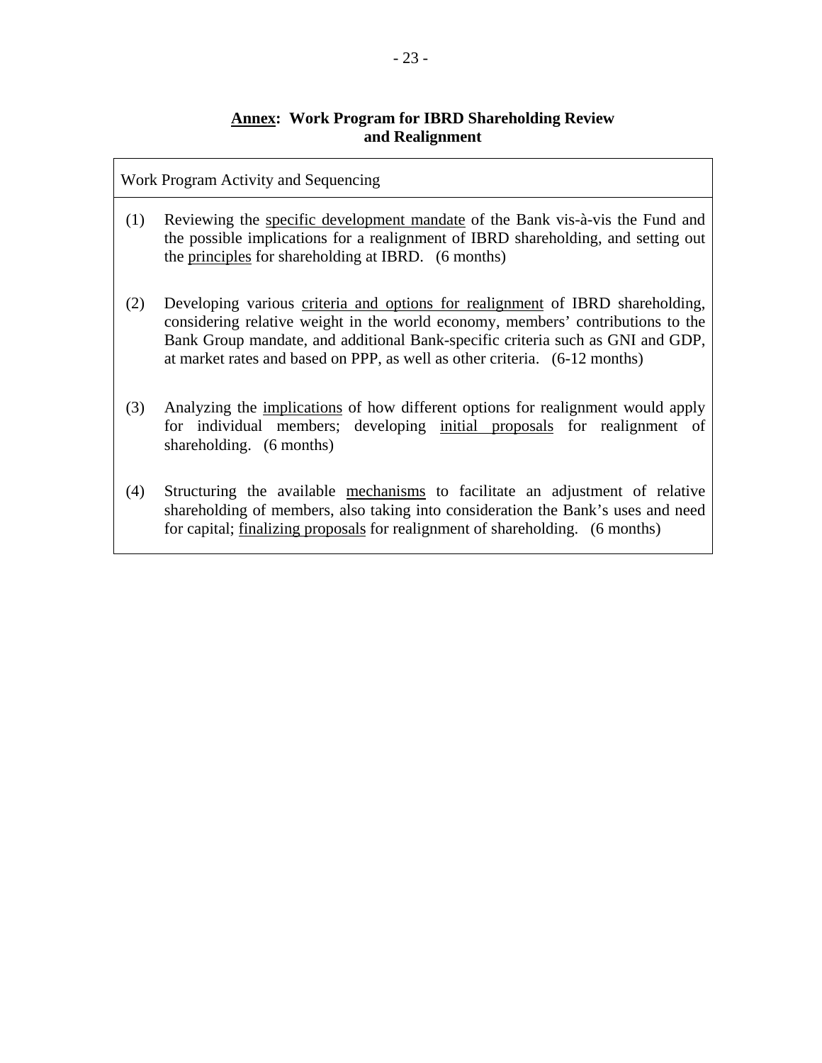## **Annex: Work Program for IBRD Shareholding Review and Realignment**

| Work Program Activity and Sequencing |
|---|
| (1) Reviewing the specific development mandate of the Bank vis-à-vis the Fund and the possible implications for a realignment of IBRD shareholding, and setting out the principles for shareholding at IBRD. (6 months) |
| (2) Developing various criteria and options for realignment of IBRD shareholding, considering relative weight in the world economy, members' contributions to the Bank Group mandate, and additional Bank-specific criteria such as GNI and GDP, at market rates and based on PPP, as well as other criteria. (6-12 months) |
| (3) Analyzing the implications of how different options for realignment would apply for individual members; developing initial proposals for realignment of shareholding. (6 months) |
| (4) Structuring the available mechanisms to facilitate an adjustment of relative shareholding of members, also taking into consideration the Bank's uses and need for capital; finalizing proposals for realignment of shareholding. (6 months) |